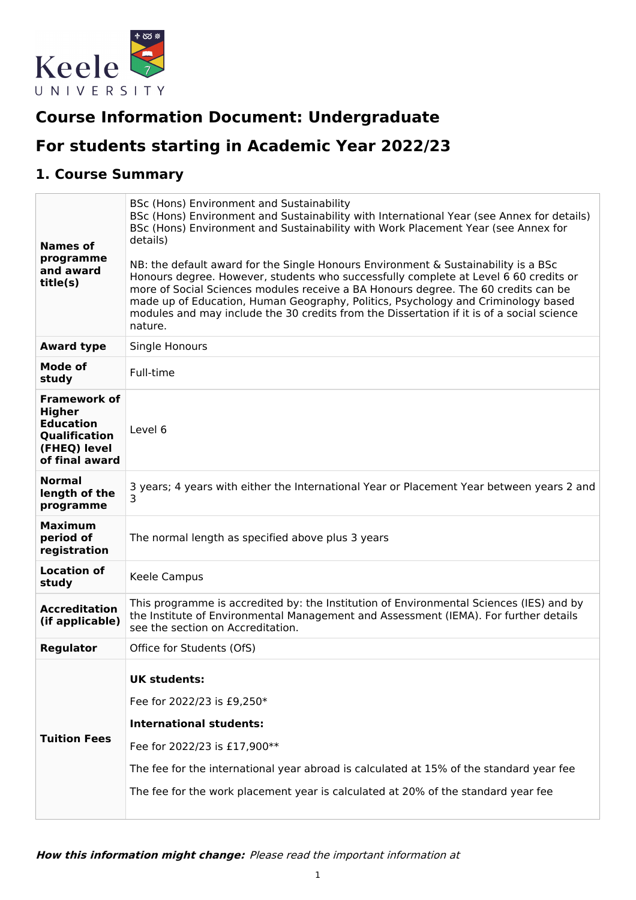Keele UNIVERSITY

# Course Information Document: Undergraduate

# For students starting in Academic Year 2022/23

## 1. Course Summary

| | |
|---|---|
| **Names of programme and award title(s)** | BSc (Hons) Environment and Sustainability<br>BSc (Hons) Environment and Sustainability with International Year (see Annex for details)<br>BSc (Hons) Environment and Sustainability with Work Placement Year (see Annex for details)<br><br>NB: the default award for the Single Honours Environment & Sustainability is a BSc Honours degree. However, students who successfully complete at Level 6 60 credits or more of Social Sciences modules receive a BA Honours degree. The 60 credits can be made up of Education, Human Geography, Politics, Psychology and Criminology based modules and may include the 30 credits from the Dissertation if it is of a social science nature. |
| **Award type** | Single Honours |
| **Mode of study** | Full-time |
| **Framework of Higher Education Qualification (FHEQ) level of final award** | Level 6 |
| **Normal length of the programme** | 3 years; 4 years with either the International Year or Placement Year between years 2 and 3 |
| **Maximum period of registration** | The normal length as specified above plus 3 years |
| **Location of study** | Keele Campus |
| **Accreditation (if applicable)** | This programme is accredited by: the Institution of Environmental Sciences (IES) and by the Institute of Environmental Management and Assessment (IEMA). For further details see the section on Accreditation. |
| **Regulator** | Office for Students (OfS) |
| **Tuition Fees** | **UK students:**<br><br>Fee for 2022/23 is £9,250*<br><br>**International students:**<br><br>Fee for 2022/23 is £17,900**<br><br>The fee for the international year abroad is calculated at 15% of the standard year fee<br><br>The fee for the work placement year is calculated at 20% of the standard year fee |

***How this information might change:*** *Please read the important information at*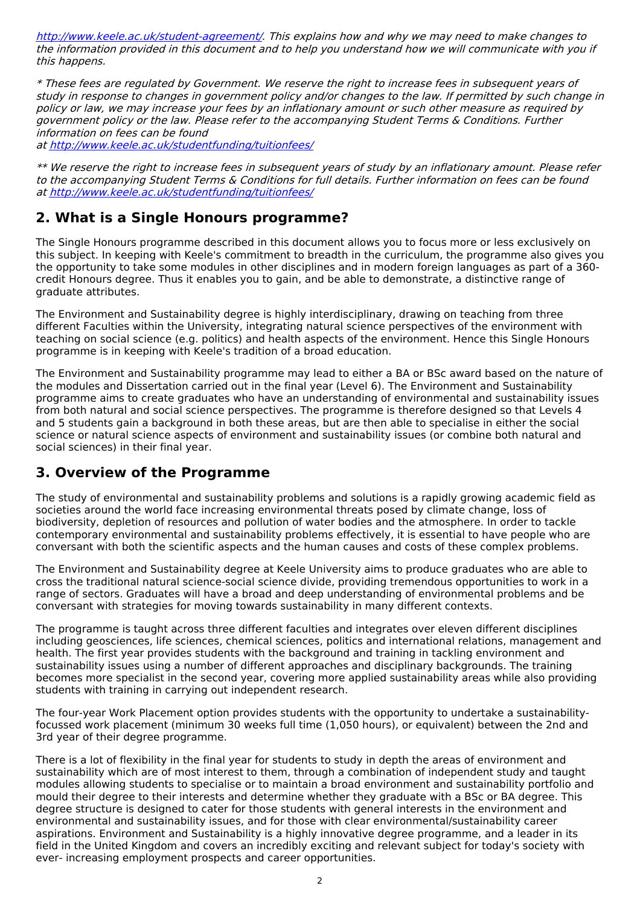*http://www.keele.ac.uk/student-agreement/. This explains how and why we may need to make changes to the information provided in this document and to help you understand how we will communicate with you if this happens.*

*\* These fees are regulated by Government. We reserve the right to increase fees in subsequent years of study in response to changes in government policy and/or changes to the law. If permitted by such change in policy or law, we may increase your fees by an inflationary amount or such other measure as required by government policy or the law. Please refer to the accompanying Student Terms & Conditions. Further information on fees can be found at http://www.keele.ac.uk/studentfunding/tuitionfees/*

*\*\* We reserve the right to increase fees in subsequent years of study by an inflationary amount. Please refer to the accompanying Student Terms & Conditions for full details. Further information on fees can be found at http://www.keele.ac.uk/studentfunding/tuitionfees/*

## 2. What is a Single Honours programme?

The Single Honours programme described in this document allows you to focus more or less exclusively on this subject. In keeping with Keele's commitment to breadth in the curriculum, the programme also gives you the opportunity to take some modules in other disciplines and in modern foreign languages as part of a 360-credit Honours degree. Thus it enables you to gain, and be able to demonstrate, a distinctive range of graduate attributes.

The Environment and Sustainability degree is highly interdisciplinary, drawing on teaching from three different Faculties within the University, integrating natural science perspectives of the environment with teaching on social science (e.g. politics) and health aspects of the environment. Hence this Single Honours programme is in keeping with Keele's tradition of a broad education.

The Environment and Sustainability programme may lead to either a BA or BSc award based on the nature of the modules and Dissertation carried out in the final year (Level 6). The Environment and Sustainability programme aims to create graduates who have an understanding of environmental and sustainability issues from both natural and social science perspectives. The programme is therefore designed so that Levels 4 and 5 students gain a background in both these areas, but are then able to specialise in either the social science or natural science aspects of environment and sustainability issues (or combine both natural and social sciences) in their final year.

## 3. Overview of the Programme

The study of environmental and sustainability problems and solutions is a rapidly growing academic field as societies around the world face increasing environmental threats posed by climate change, loss of biodiversity, depletion of resources and pollution of water bodies and the atmosphere. In order to tackle contemporary environmental and sustainability problems effectively, it is essential to have people who are conversant with both the scientific aspects and the human causes and costs of these complex problems.

The Environment and Sustainability degree at Keele University aims to produce graduates who are able to cross the traditional natural science-social science divide, providing tremendous opportunities to work in a range of sectors. Graduates will have a broad and deep understanding of environmental problems and be conversant with strategies for moving towards sustainability in many different contexts.

The programme is taught across three different faculties and integrates over eleven different disciplines including geosciences, life sciences, chemical sciences, politics and international relations, management and health. The first year provides students with the background and training in tackling environment and sustainability issues using a number of different approaches and disciplinary backgrounds. The training becomes more specialist in the second year, covering more applied sustainability areas while also providing students with training in carrying out independent research.

The four-year Work Placement option provides students with the opportunity to undertake a sustainability-focussed work placement (minimum 30 weeks full time (1,050 hours), or equivalent) between the 2nd and 3rd year of their degree programme.

There is a lot of flexibility in the final year for students to study in depth the areas of environment and sustainability which are of most interest to them, through a combination of independent study and taught modules allowing students to specialise or to maintain a broad environment and sustainability portfolio and mould their degree to their interests and determine whether they graduate with a BSc or BA degree. This degree structure is designed to cater for those students with general interests in the environment and environmental and sustainability issues, and for those with clear environmental/sustainability career aspirations. Environment and Sustainability is a highly innovative degree programme, and a leader in its field in the United Kingdom and covers an incredibly exciting and relevant subject for today's society with ever- increasing employment prospects and career opportunities.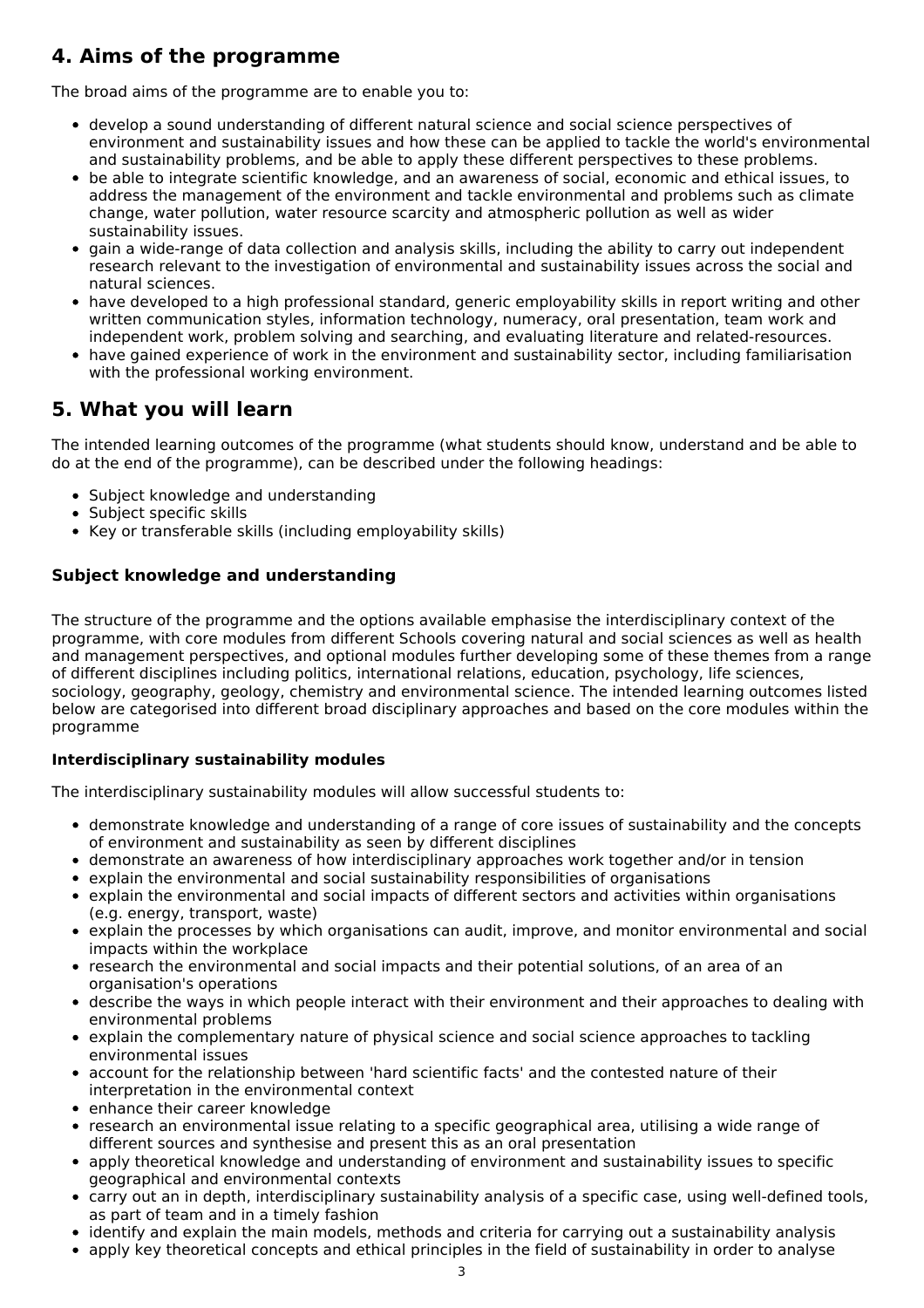## 4. Aims of the programme

The broad aims of the programme are to enable you to:

- develop a sound understanding of different natural science and social science perspectives of environment and sustainability issues and how these can be applied to tackle the world's environmental and sustainability problems, and be able to apply these different perspectives to these problems.
- be able to integrate scientific knowledge, and an awareness of social, economic and ethical issues, to address the management of the environment and tackle environmental and problems such as climate change, water pollution, water resource scarcity and atmospheric pollution as well as wider sustainability issues.
- gain a wide-range of data collection and analysis skills, including the ability to carry out independent research relevant to the investigation of environmental and sustainability issues across the social and natural sciences.
- have developed to a high professional standard, generic employability skills in report writing and other written communication styles, information technology, numeracy, oral presentation, team work and independent work, problem solving and searching, and evaluating literature and related-resources.
- have gained experience of work in the environment and sustainability sector, including familiarisation with the professional working environment.

## 5. What you will learn

The intended learning outcomes of the programme (what students should know, understand and be able to do at the end of the programme), can be described under the following headings:

- Subject knowledge and understanding
- Subject specific skills
- Key or transferable skills (including employability skills)

### Subject knowledge and understanding

The structure of the programme and the options available emphasise the interdisciplinary context of the programme, with core modules from different Schools covering natural and social sciences as well as health and management perspectives, and optional modules further developing some of these themes from a range of different disciplines including politics, international relations, education, psychology, life sciences, sociology, geography, geology, chemistry and environmental science. The intended learning outcomes listed below are categorised into different broad disciplinary approaches and based on the core modules within the programme

**Interdisciplinary sustainability modules**

The interdisciplinary sustainability modules will allow successful students to:

- demonstrate knowledge and understanding of a range of core issues of sustainability and the concepts of environment and sustainability as seen by different disciplines
- demonstrate an awareness of how interdisciplinary approaches work together and/or in tension
- explain the environmental and social sustainability responsibilities of organisations
- explain the environmental and social impacts of different sectors and activities within organisations (e.g. energy, transport, waste)
- explain the processes by which organisations can audit, improve, and monitor environmental and social impacts within the workplace
- research the environmental and social impacts and their potential solutions, of an area of an organisation's operations
- describe the ways in which people interact with their environment and their approaches to dealing with environmental problems
- explain the complementary nature of physical science and social science approaches to tackling environmental issues
- account for the relationship between 'hard scientific facts' and the contested nature of their interpretation in the environmental context
- enhance their career knowledge
- research an environmental issue relating to a specific geographical area, utilising a wide range of different sources and synthesise and present this as an oral presentation
- apply theoretical knowledge and understanding of environment and sustainability issues to specific geographical and environmental contexts
- carry out an in depth, interdisciplinary sustainability analysis of a specific case, using well-defined tools, as part of team and in a timely fashion
- identify and explain the main models, methods and criteria for carrying out a sustainability analysis
- apply key theoretical concepts and ethical principles in the field of sustainability in order to analyse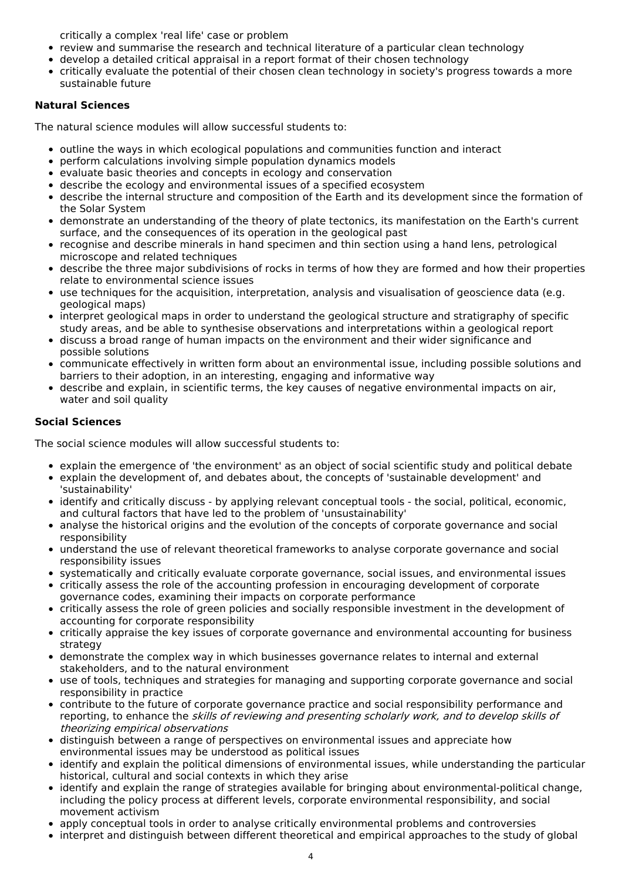critically a complex 'real life' case or problem

- review and summarise the research and technical literature of a particular clean technology
- develop a detailed critical appraisal in a report format of their chosen technology
- critically evaluate the potential of their chosen clean technology in society's progress towards a more sustainable future

**Natural Sciences**

The natural science modules will allow successful students to:

- outline the ways in which ecological populations and communities function and interact
- perform calculations involving simple population dynamics models
- evaluate basic theories and concepts in ecology and conservation
- describe the ecology and environmental issues of a specified ecosystem
- describe the internal structure and composition of the Earth and its development since the formation of the Solar System
- demonstrate an understanding of the theory of plate tectonics, its manifestation on the Earth's current surface, and the consequences of its operation in the geological past
- recognise and describe minerals in hand specimen and thin section using a hand lens, petrological microscope and related techniques
- describe the three major subdivisions of rocks in terms of how they are formed and how their properties relate to environmental science issues
- use techniques for the acquisition, interpretation, analysis and visualisation of geoscience data (e.g. geological maps)
- interpret geological maps in order to understand the geological structure and stratigraphy of specific study areas, and be able to synthesise observations and interpretations within a geological report
- discuss a broad range of human impacts on the environment and their wider significance and possible solutions
- communicate effectively in written form about an environmental issue, including possible solutions and barriers to their adoption, in an interesting, engaging and informative way
- describe and explain, in scientific terms, the key causes of negative environmental impacts on air, water and soil quality

**Social Sciences**

The social science modules will allow successful students to:

- explain the emergence of 'the environment' as an object of social scientific study and political debate
- explain the development of, and debates about, the concepts of 'sustainable development' and 'sustainability'
- identify and critically discuss - by applying relevant conceptual tools - the social, political, economic, and cultural factors that have led to the problem of 'unsustainability'
- analyse the historical origins and the evolution of the concepts of corporate governance and social responsibility
- understand the use of relevant theoretical frameworks to analyse corporate governance and social responsibility issues
- systematically and critically evaluate corporate governance, social issues, and environmental issues
- critically assess the role of the accounting profession in encouraging development of corporate governance codes, examining their impacts on corporate performance
- critically assess the role of green policies and socially responsible investment in the development of accounting for corporate responsibility
- critically appraise the key issues of corporate governance and environmental accounting for business strategy
- demonstrate the complex way in which businesses governance relates to internal and external stakeholders, and to the natural environment
- use of tools, techniques and strategies for managing and supporting corporate governance and social responsibility in practice
- contribute to the future of corporate governance practice and social responsibility performance and reporting, to enhance the *skills of reviewing and presenting scholarly work, and to develop skills of theorizing empirical observations*
- distinguish between a range of perspectives on environmental issues and appreciate how environmental issues may be understood as political issues
- identify and explain the political dimensions of environmental issues, while understanding the particular historical, cultural and social contexts in which they arise
- identify and explain the range of strategies available for bringing about environmental-political change, including the policy process at different levels, corporate environmental responsibility, and social movement activism
- apply conceptual tools in order to analyse critically environmental problems and controversies
- interpret and distinguish between different theoretical and empirical approaches to the study of global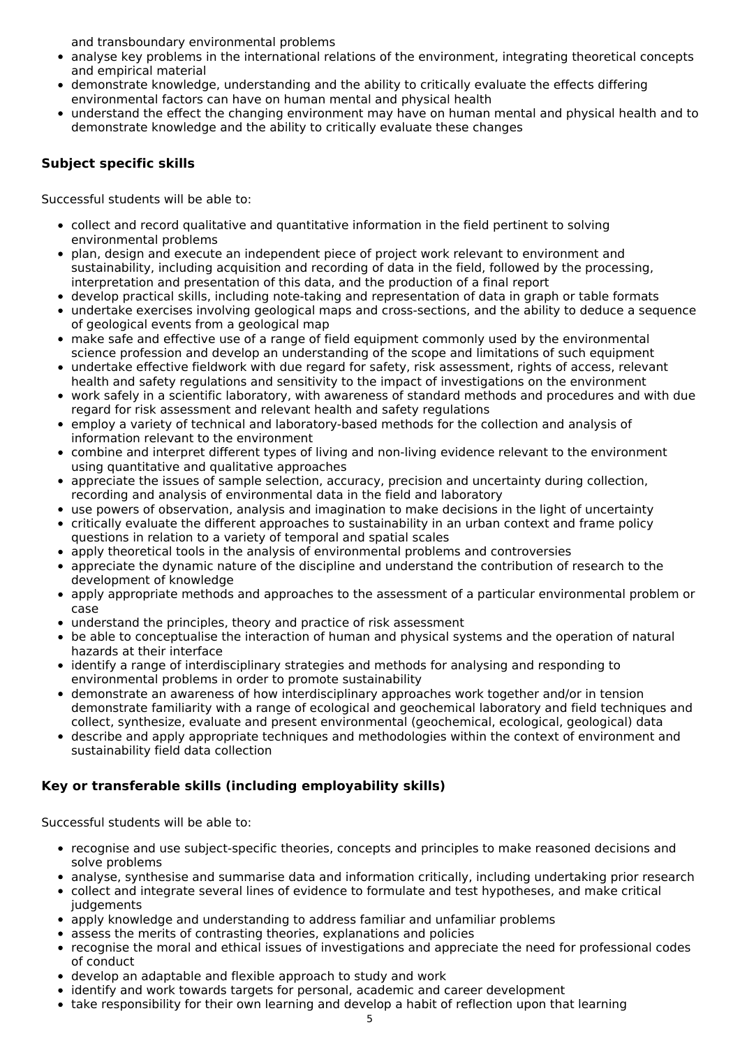and transboundary environmental problems

- analyse key problems in the international relations of the environment, integrating theoretical concepts and empirical material
- demonstrate knowledge, understanding and the ability to critically evaluate the effects differing environmental factors can have on human mental and physical health
- understand the effect the changing environment may have on human mental and physical health and to demonstrate knowledge and the ability to critically evaluate these changes

### Subject specific skills

Successful students will be able to:

- collect and record qualitative and quantitative information in the field pertinent to solving environmental problems
- plan, design and execute an independent piece of project work relevant to environment and sustainability, including acquisition and recording of data in the field, followed by the processing, interpretation and presentation of this data, and the production of a final report
- develop practical skills, including note-taking and representation of data in graph or table formats
- undertake exercises involving geological maps and cross-sections, and the ability to deduce a sequence of geological events from a geological map
- make safe and effective use of a range of field equipment commonly used by the environmental science profession and develop an understanding of the scope and limitations of such equipment
- undertake effective fieldwork with due regard for safety, risk assessment, rights of access, relevant health and safety regulations and sensitivity to the impact of investigations on the environment
- work safely in a scientific laboratory, with awareness of standard methods and procedures and with due regard for risk assessment and relevant health and safety regulations
- employ a variety of technical and laboratory-based methods for the collection and analysis of information relevant to the environment
- combine and interpret different types of living and non-living evidence relevant to the environment using quantitative and qualitative approaches
- appreciate the issues of sample selection, accuracy, precision and uncertainty during collection, recording and analysis of environmental data in the field and laboratory
- use powers of observation, analysis and imagination to make decisions in the light of uncertainty
- critically evaluate the different approaches to sustainability in an urban context and frame policy questions in relation to a variety of temporal and spatial scales
- apply theoretical tools in the analysis of environmental problems and controversies
- appreciate the dynamic nature of the discipline and understand the contribution of research to the development of knowledge
- apply appropriate methods and approaches to the assessment of a particular environmental problem or case
- understand the principles, theory and practice of risk assessment
- be able to conceptualise the interaction of human and physical systems and the operation of natural hazards at their interface
- identify a range of interdisciplinary strategies and methods for analysing and responding to environmental problems in order to promote sustainability
- demonstrate an awareness of how interdisciplinary approaches work together and/or in tension demonstrate familiarity with a range of ecological and geochemical laboratory and field techniques and collect, synthesize, evaluate and present environmental (geochemical, ecological, geological) data
- describe and apply appropriate techniques and methodologies within the context of environment and sustainability field data collection

### Key or transferable skills (including employability skills)

Successful students will be able to:

- recognise and use subject-specific theories, concepts and principles to make reasoned decisions and solve problems
- analyse, synthesise and summarise data and information critically, including undertaking prior research
- collect and integrate several lines of evidence to formulate and test hypotheses, and make critical judgements
- apply knowledge and understanding to address familiar and unfamiliar problems
- assess the merits of contrasting theories, explanations and policies
- recognise the moral and ethical issues of investigations and appreciate the need for professional codes of conduct
- develop an adaptable and flexible approach to study and work
- identify and work towards targets for personal, academic and career development
- take responsibility for their own learning and develop a habit of reflection upon that learning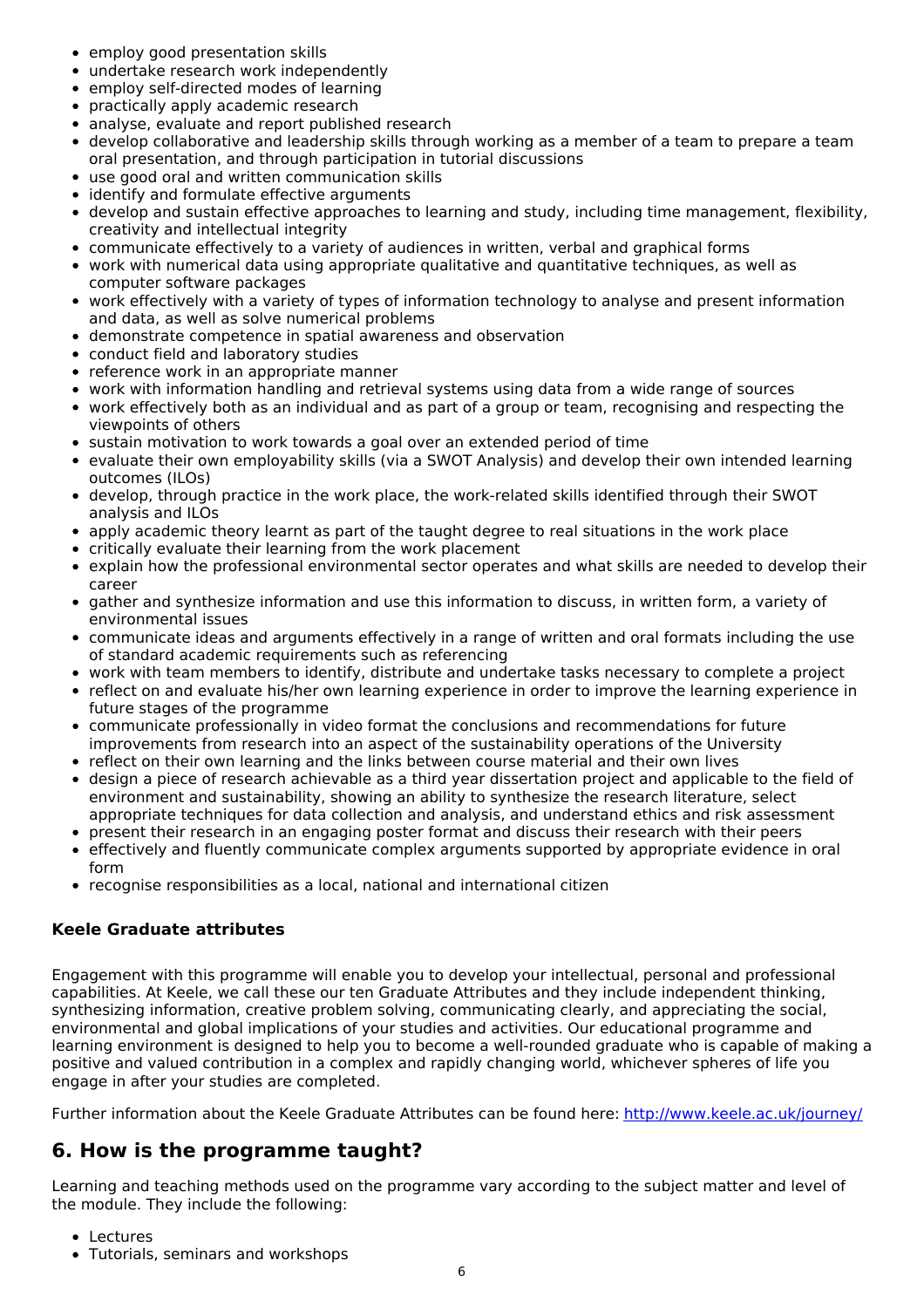- employ good presentation skills
- undertake research work independently
- employ self-directed modes of learning
- practically apply academic research
- analyse, evaluate and report published research
- develop collaborative and leadership skills through working as a member of a team to prepare a team oral presentation, and through participation in tutorial discussions
- use good oral and written communication skills
- identify and formulate effective arguments
- develop and sustain effective approaches to learning and study, including time management, flexibility, creativity and intellectual integrity
- communicate effectively to a variety of audiences in written, verbal and graphical forms
- work with numerical data using appropriate qualitative and quantitative techniques, as well as computer software packages
- work effectively with a variety of types of information technology to analyse and present information and data, as well as solve numerical problems
- demonstrate competence in spatial awareness and observation
- conduct field and laboratory studies
- reference work in an appropriate manner
- work with information handling and retrieval systems using data from a wide range of sources
- work effectively both as an individual and as part of a group or team, recognising and respecting the viewpoints of others
- sustain motivation to work towards a goal over an extended period of time
- evaluate their own employability skills (via a SWOT Analysis) and develop their own intended learning outcomes (ILOs)
- develop, through practice in the work place, the work-related skills identified through their SWOT analysis and ILOs
- apply academic theory learnt as part of the taught degree to real situations in the work place
- critically evaluate their learning from the work placement
- explain how the professional environmental sector operates and what skills are needed to develop their career
- gather and synthesize information and use this information to discuss, in written form, a variety of environmental issues
- communicate ideas and arguments effectively in a range of written and oral formats including the use of standard academic requirements such as referencing
- work with team members to identify, distribute and undertake tasks necessary to complete a project
- reflect on and evaluate his/her own learning experience in order to improve the learning experience in future stages of the programme
- communicate professionally in video format the conclusions and recommendations for future improvements from research into an aspect of the sustainability operations of the University
- reflect on their own learning and the links between course material and their own lives
- design a piece of research achievable as a third year dissertation project and applicable to the field of environment and sustainability, showing an ability to synthesize the research literature, select appropriate techniques for data collection and analysis, and understand ethics and risk assessment
- present their research in an engaging poster format and discuss their research with their peers
- effectively and fluently communicate complex arguments supported by appropriate evidence in oral form
- recognise responsibilities as a local, national and international citizen

**Keele Graduate attributes**

Engagement with this programme will enable you to develop your intellectual, personal and professional capabilities. At Keele, we call these our ten Graduate Attributes and they include independent thinking, synthesizing information, creative problem solving, communicating clearly, and appreciating the social, environmental and global implications of your studies and activities. Our educational programme and learning environment is designed to help you to become a well-rounded graduate who is capable of making a positive and valued contribution in a complex and rapidly changing world, whichever spheres of life you engage in after your studies are completed.

Further information about the Keele Graduate Attributes can be found here: http://www.keele.ac.uk/journey/

## 6. How is the programme taught?

Learning and teaching methods used on the programme vary according to the subject matter and level of the module. They include the following:

- Lectures
- Tutorials, seminars and workshops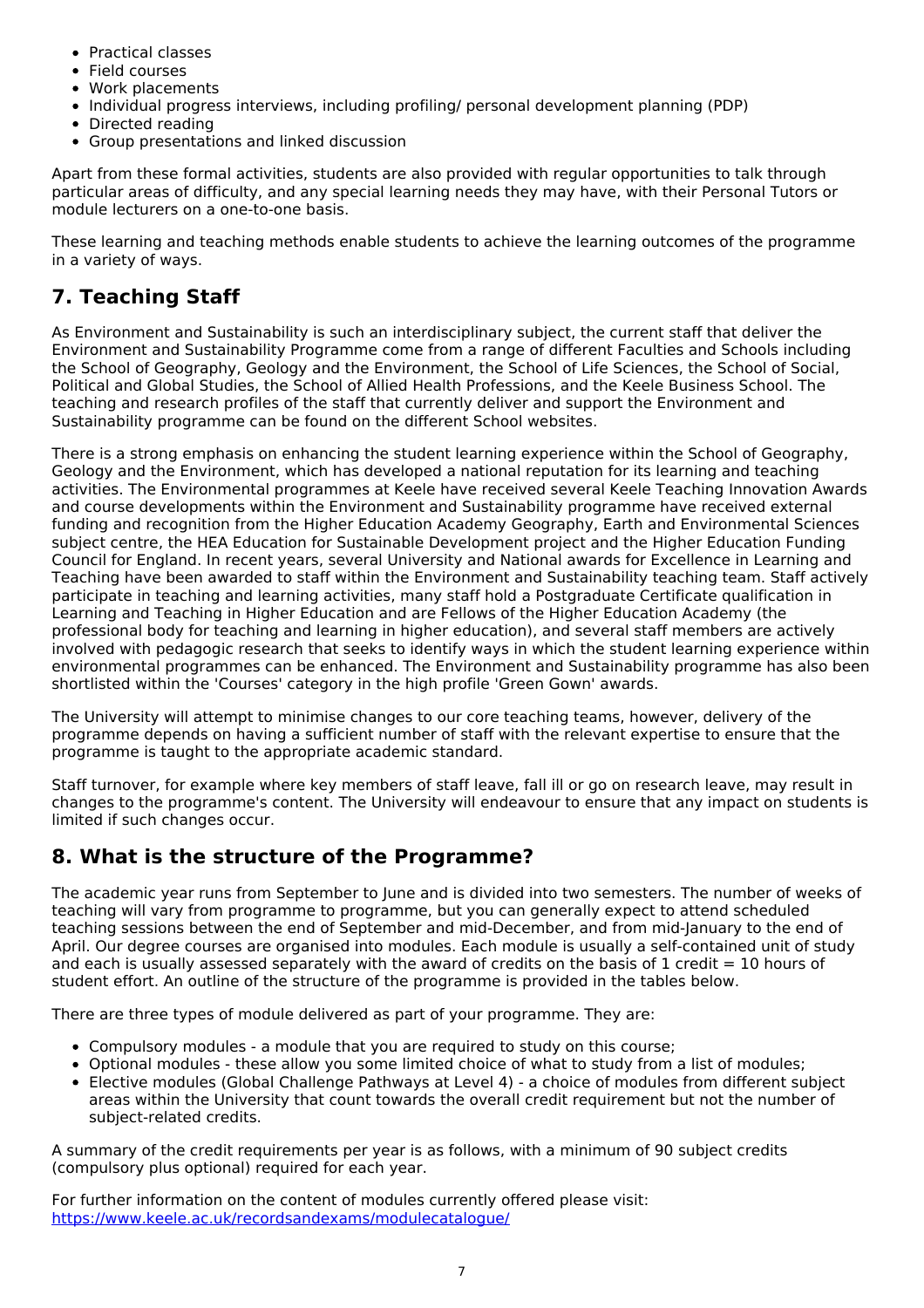- Practical classes
- Field courses
- Work placements
- Individual progress interviews, including profiling/ personal development planning (PDP)
- Directed reading
- Group presentations and linked discussion

Apart from these formal activities, students are also provided with regular opportunities to talk through particular areas of difficulty, and any special learning needs they may have, with their Personal Tutors or module lecturers on a one-to-one basis.

These learning and teaching methods enable students to achieve the learning outcomes of the programme in a variety of ways.

## 7. Teaching Staff

As Environment and Sustainability is such an interdisciplinary subject, the current staff that deliver the Environment and Sustainability Programme come from a range of different Faculties and Schools including the School of Geography, Geology and the Environment, the School of Life Sciences, the School of Social, Political and Global Studies, the School of Allied Health Professions, and the Keele Business School. The teaching and research profiles of the staff that currently deliver and support the Environment and Sustainability programme can be found on the different School websites.

There is a strong emphasis on enhancing the student learning experience within the School of Geography, Geology and the Environment, which has developed a national reputation for its learning and teaching activities. The Environmental programmes at Keele have received several Keele Teaching Innovation Awards and course developments within the Environment and Sustainability programme have received external funding and recognition from the Higher Education Academy Geography, Earth and Environmental Sciences subject centre, the HEA Education for Sustainable Development project and the Higher Education Funding Council for England. In recent years, several University and National awards for Excellence in Learning and Teaching have been awarded to staff within the Environment and Sustainability teaching team. Staff actively participate in teaching and learning activities, many staff hold a Postgraduate Certificate qualification in Learning and Teaching in Higher Education and are Fellows of the Higher Education Academy (the professional body for teaching and learning in higher education), and several staff members are actively involved with pedagogic research that seeks to identify ways in which the student learning experience within environmental programmes can be enhanced. The Environment and Sustainability programme has also been shortlisted within the 'Courses' category in the high profile 'Green Gown' awards.

The University will attempt to minimise changes to our core teaching teams, however, delivery of the programme depends on having a sufficient number of staff with the relevant expertise to ensure that the programme is taught to the appropriate academic standard.

Staff turnover, for example where key members of staff leave, fall ill or go on research leave, may result in changes to the programme's content. The University will endeavour to ensure that any impact on students is limited if such changes occur.

## 8. What is the structure of the Programme?

The academic year runs from September to June and is divided into two semesters. The number of weeks of teaching will vary from programme to programme, but you can generally expect to attend scheduled teaching sessions between the end of September and mid-December, and from mid-January to the end of April. Our degree courses are organised into modules. Each module is usually a self-contained unit of study and each is usually assessed separately with the award of credits on the basis of 1 credit = 10 hours of student effort. An outline of the structure of the programme is provided in the tables below.

There are three types of module delivered as part of your programme. They are:

- Compulsory modules - a module that you are required to study on this course;
- Optional modules - these allow you some limited choice of what to study from a list of modules;
- Elective modules (Global Challenge Pathways at Level 4) - a choice of modules from different subject areas within the University that count towards the overall credit requirement but not the number of subject-related credits.

A summary of the credit requirements per year is as follows, with a minimum of 90 subject credits (compulsory plus optional) required for each year.

For further information on the content of modules currently offered please visit: [https://www.keele.ac.uk/recordsandexams/modulecatalogue/](https://www.keele.ac.uk/recordsandexams/modulecatalogue/)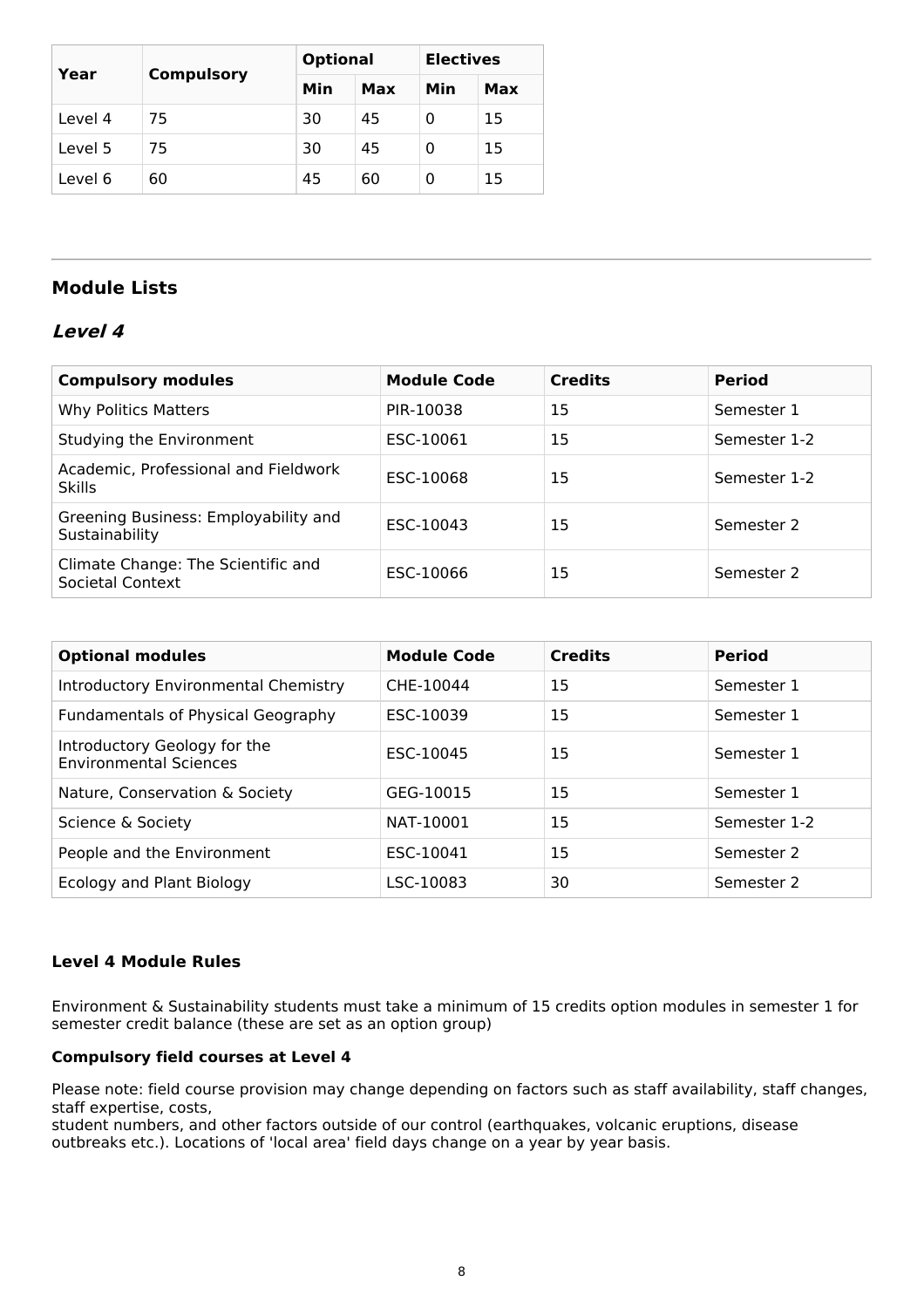| Year | Compulsory | Optional | | Electives | |
|---|---|---|---|---|---|
| | | Min | Max | Min | Max |
| Level 4 | 75 | 30 | 45 | 0 | 15 |
| Level 5 | 75 | 30 | 45 | 0 | 15 |
| Level 6 | 60 | 45 | 60 | 0 | 15 |

---

## Module Lists

### *Level 4*

| Compulsory modules | Module Code | Credits | Period |
|---|---|---|---|
| Why Politics Matters | PIR-10038 | 15 | Semester 1 |
| Studying the Environment | ESC-10061 | 15 | Semester 1-2 |
| Academic, Professional and Fieldwork Skills | ESC-10068 | 15 | Semester 1-2 |
| Greening Business: Employability and Sustainability | ESC-10043 | 15 | Semester 2 |
| Climate Change: The Scientific and Societal Context | ESC-10066 | 15 | Semester 2 |

| Optional modules | Module Code | Credits | Period |
|---|---|---|---|
| Introductory Environmental Chemistry | CHE-10044 | 15 | Semester 1 |
| Fundamentals of Physical Geography | ESC-10039 | 15 | Semester 1 |
| Introductory Geology for the Environmental Sciences | ESC-10045 | 15 | Semester 1 |
| Nature, Conservation & Society | GEG-10015 | 15 | Semester 1 |
| Science & Society | NAT-10001 | 15 | Semester 1-2 |
| People and the Environment | ESC-10041 | 15 | Semester 2 |
| Ecology and Plant Biology | LSC-10083 | 30 | Semester 2 |

#### Level 4 Module Rules

Environment & Sustainability students must take a minimum of 15 credits option modules in semester 1 for semester credit balance (these are set as an option group)

**Compulsory field courses at Level 4**

Please note: field course provision may change depending on factors such as staff availability, staff changes, staff expertise, costs,
student numbers, and other factors outside of our control (earthquakes, volcanic eruptions, disease outbreaks etc.). Locations of 'local area' field days change on a year by year basis.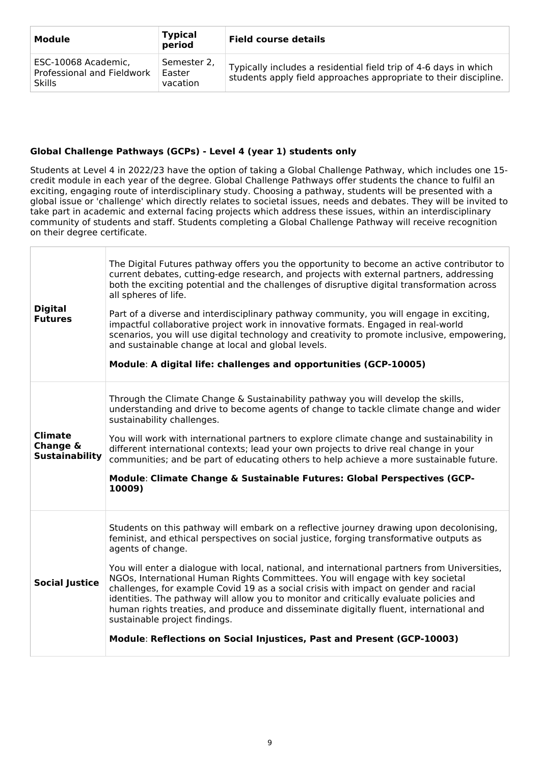| Module | Typical period | Field course details |
| --- | --- | --- |
| ESC-10068 Academic, Professional and Fieldwork Skills | Semester 2, Easter vacation | Typically includes a residential field trip of 4-6 days in which students apply field approaches appropriate to their discipline. |

### Global Challenge Pathways (GCPs) - Level 4 (year 1) students only

Students at Level 4 in 2022/23 have the option of taking a Global Challenge Pathway, which includes one 15-credit module in each year of the degree. Global Challenge Pathways offer students the chance to fulfil an exciting, engaging route of interdisciplinary study. Choosing a pathway, students will be presented with a global issue or 'challenge' which directly relates to societal issues, needs and debates. They will be invited to take part in academic and external facing projects which address these issues, within an interdisciplinary community of students and staff. Students completing a Global Challenge Pathway will receive recognition on their degree certificate.

| | |
| --- | --- |
| **Digital Futures** | The Digital Futures pathway offers you the opportunity to become an active contributor to current debates, cutting-edge research, and projects with external partners, addressing both the exciting potential and the challenges of disruptive digital transformation across all spheres of life.<br><br>Part of a diverse and interdisciplinary pathway community, you will engage in exciting, impactful collaborative project work in innovative formats. Engaged in real-world scenarios, you will use digital technology and creativity to promote inclusive, empowering, and sustainable change at local and global levels.<br><br>**Module**: **A digital life: challenges and opportunities (GCP-10005)** |
| **Climate Change & Sustainability** | Through the Climate Change & Sustainability pathway you will develop the skills, understanding and drive to become agents of change to tackle climate change and wider sustainability challenges.<br><br>You will work with international partners to explore climate change and sustainability in different international contexts; lead your own projects to drive real change in your communities; and be part of educating others to help achieve a more sustainable future.<br><br>**Module**: **Climate Change & Sustainable Futures: Global Perspectives (GCP-10009)** |
| **Social Justice** | Students on this pathway will embark on a reflective journey drawing upon decolonising, feminist, and ethical perspectives on social justice, forging transformative outputs as agents of change.<br><br>You will enter a dialogue with local, national, and international partners from Universities, NGOs, International Human Rights Committees. You will engage with key societal challenges, for example Covid 19 as a social crisis with impact on gender and racial identities. The pathway will allow you to monitor and critically evaluate policies and human rights treaties, and produce and disseminate digitally fluent, international and sustainable project findings.<br><br>**Module**: **Reflections on Social Injustices, Past and Present (GCP-10003)** |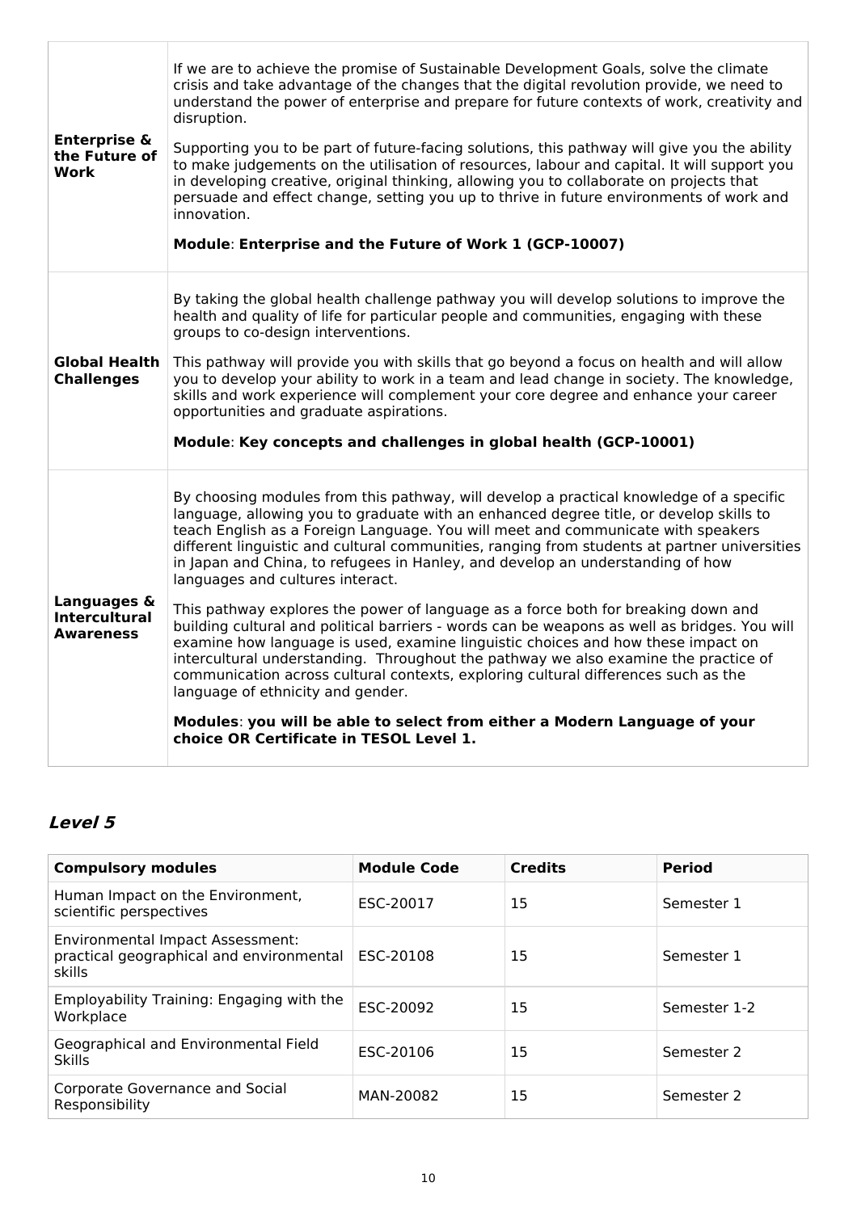| | |
|---|---|
| **Enterprise & the Future of Work** | If we are to achieve the promise of Sustainable Development Goals, solve the climate crisis and take advantage of the changes that the digital revolution provide, we need to understand the power of enterprise and prepare for future contexts of work, creativity and disruption.<br><br>Supporting you to be part of future-facing solutions, this pathway will give you the ability to make judgements on the utilisation of resources, labour and capital. It will support you in developing creative, original thinking, allowing you to collaborate on projects that persuade and effect change, setting you up to thrive in future environments of work and innovation.<br><br>**Module**: **Enterprise and the Future of Work 1 (GCP-10007)** |
| **Global Health Challenges** | By taking the global health challenge pathway you will develop solutions to improve the health and quality of life for particular people and communities, engaging with these groups to co-design interventions.<br><br>This pathway will provide you with skills that go beyond a focus on health and will allow you to develop your ability to work in a team and lead change in society. The knowledge, skills and work experience will complement your core degree and enhance your career opportunities and graduate aspirations.<br><br>**Module**: **Key concepts and challenges in global health (GCP-10001)** |
| **Languages & Intercultural Awareness** | By choosing modules from this pathway, will develop a practical knowledge of a specific language, allowing you to graduate with an enhanced degree title, or develop skills to teach English as a Foreign Language. You will meet and communicate with speakers different linguistic and cultural communities, ranging from students at partner universities in Japan and China, to refugees in Hanley, and develop an understanding of how languages and cultures interact.<br><br>This pathway explores the power of language as a force both for breaking down and building cultural and political barriers - words can be weapons as well as bridges. You will examine how language is used, examine linguistic choices and how these impact on intercultural understanding. Throughout the pathway we also examine the practice of communication across cultural contexts, exploring cultural differences such as the language of ethnicity and gender.<br><br>**Modules**: **you will be able to select from either a Modern Language of your choice OR Certificate in TESOL Level 1.** |

## *Level 5*

| Compulsory modules | Module Code | Credits | Period |
|---|---|---|---|
| Human Impact on the Environment, scientific perspectives | ESC-20017 | 15 | Semester 1 |
| Environmental Impact Assessment: practical geographical and environmental skills | ESC-20108 | 15 | Semester 1 |
| Employability Training: Engaging with the Workplace | ESC-20092 | 15 | Semester 1-2 |
| Geographical and Environmental Field Skills | ESC-20106 | 15 | Semester 2 |
| Corporate Governance and Social Responsibility | MAN-20082 | 15 | Semester 2 |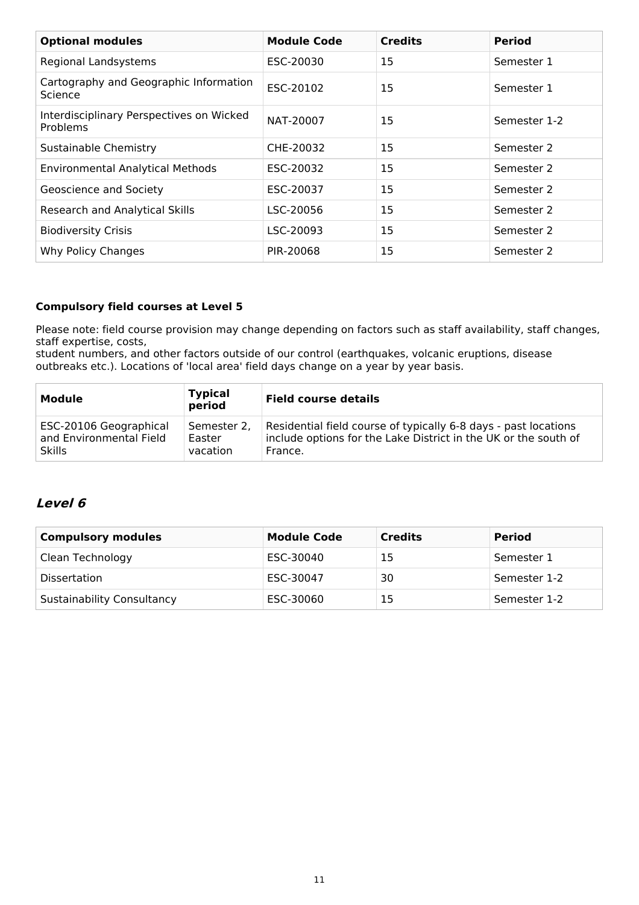| Optional modules | Module Code | Credits | Period |
| --- | --- | --- | --- |
| Regional Landsystems | ESC-20030 | 15 | Semester 1 |
| Cartography and Geographic Information Science | ESC-20102 | 15 | Semester 1 |
| Interdisciplinary Perspectives on Wicked Problems | NAT-20007 | 15 | Semester 1-2 |
| Sustainable Chemistry | CHE-20032 | 15 | Semester 2 |
| Environmental Analytical Methods | ESC-20032 | 15 | Semester 2 |
| Geoscience and Society | ESC-20037 | 15 | Semester 2 |
| Research and Analytical Skills | LSC-20056 | 15 | Semester 2 |
| Biodiversity Crisis | LSC-20093 | 15 | Semester 2 |
| Why Policy Changes | PIR-20068 | 15 | Semester 2 |

**Compulsory field courses at Level 5**

Please note: field course provision may change depending on factors such as staff availability, staff changes, staff expertise, costs,
student numbers, and other factors outside of our control (earthquakes, volcanic eruptions, disease outbreaks etc.). Locations of 'local area' field days change on a year by year basis.

| Module | Typical period | Field course details |
| --- | --- | --- |
| ESC-20106 Geographical and Environmental Field Skills | Semester 2, Easter vacation | Residential field course of typically 6-8 days - past locations include options for the Lake District in the UK or the south of France. |

## *Level 6*

| Compulsory modules | Module Code | Credits | Period |
| --- | --- | --- | --- |
| Clean Technology | ESC-30040 | 15 | Semester 1 |
| Dissertation | ESC-30047 | 30 | Semester 1-2 |
| Sustainability Consultancy | ESC-30060 | 15 | Semester 1-2 |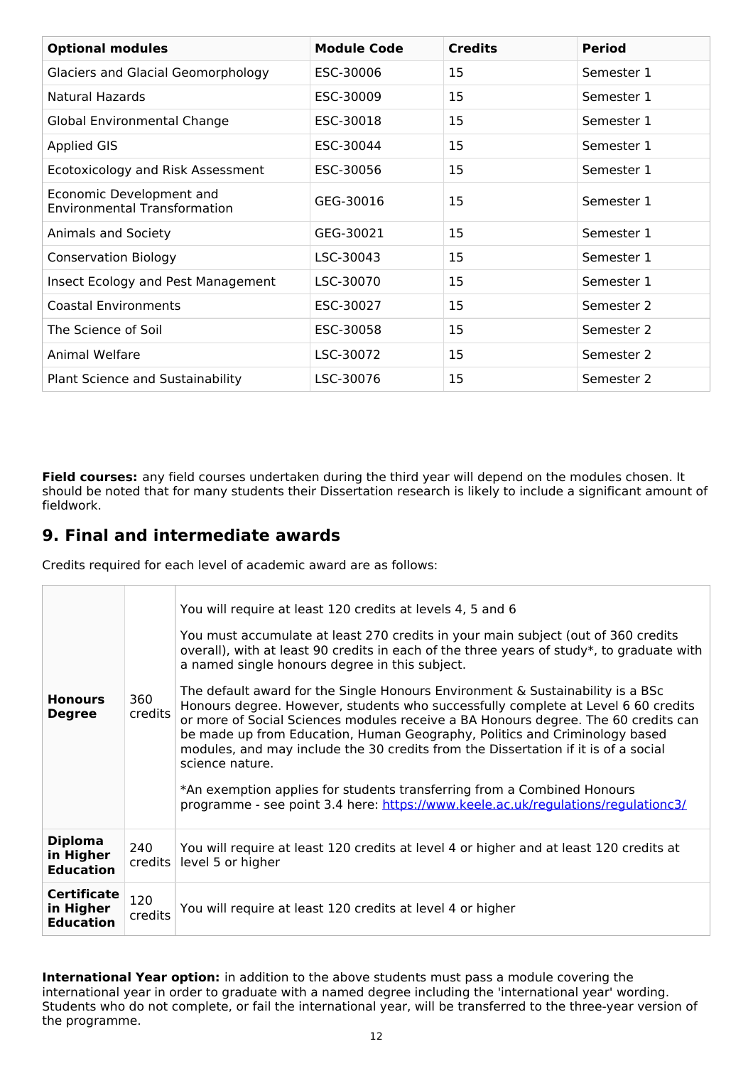| Optional modules | Module Code | Credits | Period |
| --- | --- | --- | --- |
| Glaciers and Glacial Geomorphology | ESC-30006 | 15 | Semester 1 |
| Natural Hazards | ESC-30009 | 15 | Semester 1 |
| Global Environmental Change | ESC-30018 | 15 | Semester 1 |
| Applied GIS | ESC-30044 | 15 | Semester 1 |
| Ecotoxicology and Risk Assessment | ESC-30056 | 15 | Semester 1 |
| Economic Development and Environmental Transformation | GEG-30016 | 15 | Semester 1 |
| Animals and Society | GEG-30021 | 15 | Semester 1 |
| Conservation Biology | LSC-30043 | 15 | Semester 1 |
| Insect Ecology and Pest Management | LSC-30070 | 15 | Semester 1 |
| Coastal Environments | ESC-30027 | 15 | Semester 2 |
| The Science of Soil | ESC-30058 | 15 | Semester 2 |
| Animal Welfare | LSC-30072 | 15 | Semester 2 |
| Plant Science and Sustainability | LSC-30076 | 15 | Semester 2 |

**Field courses:** any field courses undertaken during the third year will depend on the modules chosen. It should be noted that for many students their Dissertation research is likely to include a significant amount of fieldwork.

## 9. Final and intermediate awards

Credits required for each level of academic award are as follows:

| | | |
| --- | --- | --- |
| **Honours Degree** | 360 credits | You will require at least 120 credits at levels 4, 5 and 6<br><br>You must accumulate at least 270 credits in your main subject (out of 360 credits overall), with at least 90 credits in each of the three years of study*, to graduate with a named single honours degree in this subject.<br><br>The default award for the Single Honours Environment & Sustainability is a BSc Honours degree. However, students who successfully complete at Level 6 60 credits or more of Social Sciences modules receive a BA Honours degree. The 60 credits can be made up from Education, Human Geography, Politics and Criminology based modules, and may include the 30 credits from the Dissertation if it is of a social science nature.<br><br>*An exemption applies for students transferring from a Combined Honours programme - see point 3.4 here: https://www.keele.ac.uk/regulations/regulationc3/ |
| **Diploma in Higher Education** | 240 credits | You will require at least 120 credits at level 4 or higher and at least 120 credits at level 5 or higher |
| **Certificate in Higher Education** | 120 credits | You will require at least 120 credits at level 4 or higher |

**International Year option:** in addition to the above students must pass a module covering the international year in order to graduate with a named degree including the 'international year' wording. Students who do not complete, or fail the international year, will be transferred to the three-year version of the programme.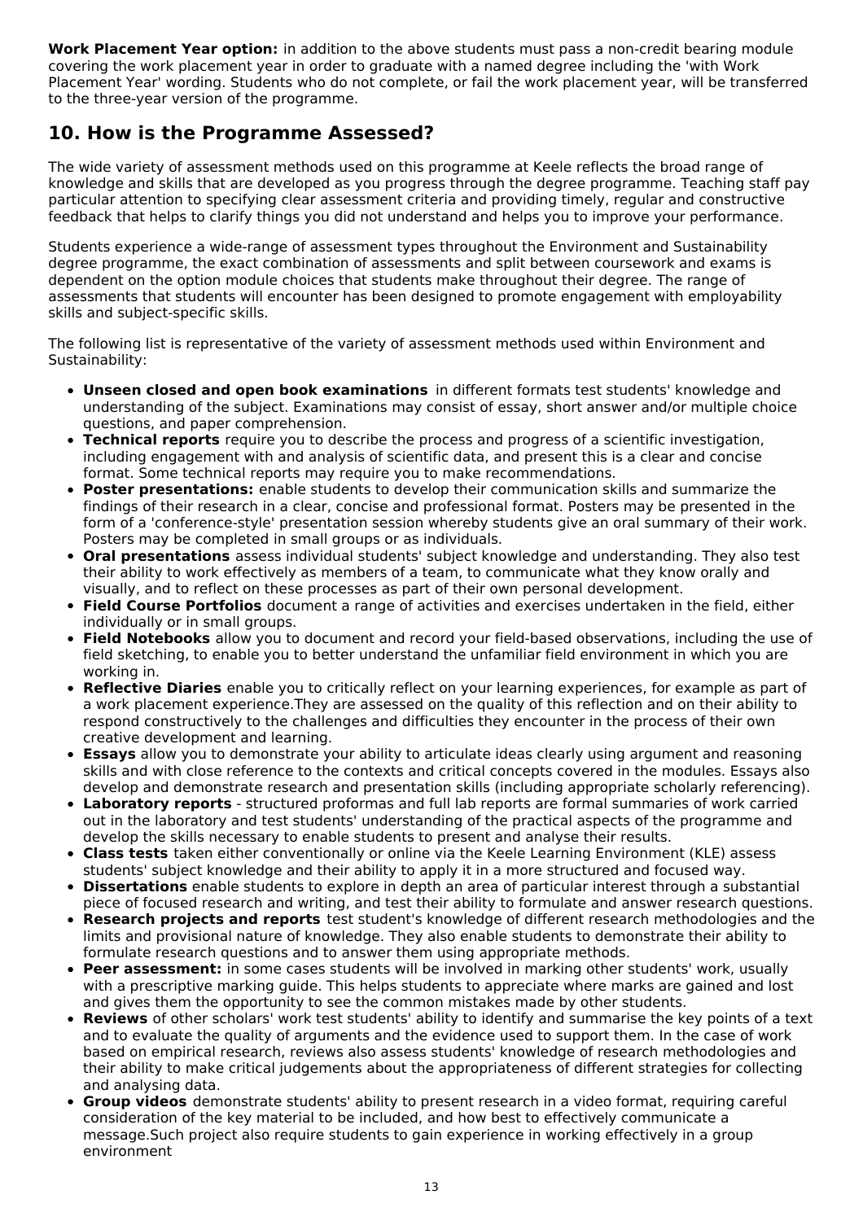**Work Placement Year option:** in addition to the above students must pass a non-credit bearing module covering the work placement year in order to graduate with a named degree including the 'with Work Placement Year' wording. Students who do not complete, or fail the work placement year, will be transferred to the three-year version of the programme.

## 10. How is the Programme Assessed?

The wide variety of assessment methods used on this programme at Keele reflects the broad range of knowledge and skills that are developed as you progress through the degree programme. Teaching staff pay particular attention to specifying clear assessment criteria and providing timely, regular and constructive feedback that helps to clarify things you did not understand and helps you to improve your performance.

Students experience a wide-range of assessment types throughout the Environment and Sustainability degree programme, the exact combination of assessments and split between coursework and exams is dependent on the option module choices that students make throughout their degree. The range of assessments that students will encounter has been designed to promote engagement with employability skills and subject-specific skills.

The following list is representative of the variety of assessment methods used within Environment and Sustainability:

- **Unseen closed and open book examinations** in different formats test students' knowledge and understanding of the subject. Examinations may consist of essay, short answer and/or multiple choice questions, and paper comprehension.
- **Technical reports** require you to describe the process and progress of a scientific investigation, including engagement with and analysis of scientific data, and present this is a clear and concise format. Some technical reports may require you to make recommendations.
- **Poster presentations:** enable students to develop their communication skills and summarize the findings of their research in a clear, concise and professional format. Posters may be presented in the form of a 'conference-style' presentation session whereby students give an oral summary of their work. Posters may be completed in small groups or as individuals.
- **Oral presentations** assess individual students' subject knowledge and understanding. They also test their ability to work effectively as members of a team, to communicate what they know orally and visually, and to reflect on these processes as part of their own personal development.
- **Field Course Portfolios** document a range of activities and exercises undertaken in the field, either individually or in small groups.
- **Field Notebooks** allow you to document and record your field-based observations, including the use of field sketching, to enable you to better understand the unfamiliar field environment in which you are working in.
- **Reflective Diaries** enable you to critically reflect on your learning experiences, for example as part of a work placement experience.They are assessed on the quality of this reflection and on their ability to respond constructively to the challenges and difficulties they encounter in the process of their own creative development and learning.
- **Essays** allow you to demonstrate your ability to articulate ideas clearly using argument and reasoning skills and with close reference to the contexts and critical concepts covered in the modules. Essays also develop and demonstrate research and presentation skills (including appropriate scholarly referencing).
- **Laboratory reports** - structured proformas and full lab reports are formal summaries of work carried out in the laboratory and test students' understanding of the practical aspects of the programme and develop the skills necessary to enable students to present and analyse their results.
- **Class tests** taken either conventionally or online via the Keele Learning Environment (KLE) assess students' subject knowledge and their ability to apply it in a more structured and focused way.
- **Dissertations** enable students to explore in depth an area of particular interest through a substantial piece of focused research and writing, and test their ability to formulate and answer research questions.
- **Research projects and reports** test student's knowledge of different research methodologies and the limits and provisional nature of knowledge. They also enable students to demonstrate their ability to formulate research questions and to answer them using appropriate methods.
- **Peer assessment:** in some cases students will be involved in marking other students' work, usually with a prescriptive marking guide. This helps students to appreciate where marks are gained and lost and gives them the opportunity to see the common mistakes made by other students.
- **Reviews** of other scholars' work test students' ability to identify and summarise the key points of a text and to evaluate the quality of arguments and the evidence used to support them. In the case of work based on empirical research, reviews also assess students' knowledge of research methodologies and their ability to make critical judgements about the appropriateness of different strategies for collecting and analysing data.
- **Group videos** demonstrate students' ability to present research in a video format, requiring careful consideration of the key material to be included, and how best to effectively communicate a message.Such project also require students to gain experience in working effectively in a group environment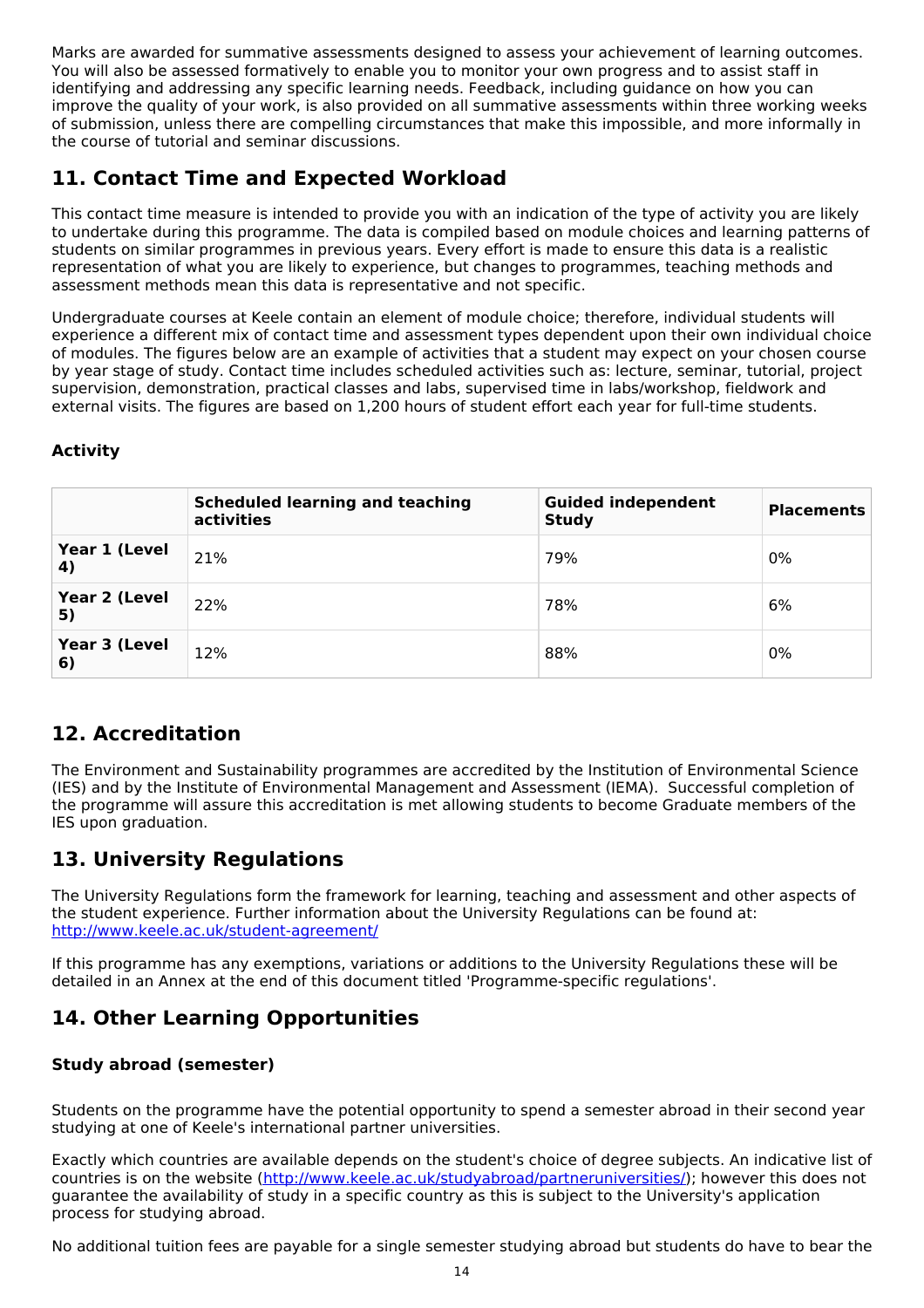Marks are awarded for summative assessments designed to assess your achievement of learning outcomes. You will also be assessed formatively to enable you to monitor your own progress and to assist staff in identifying and addressing any specific learning needs. Feedback, including guidance on how you can improve the quality of your work, is also provided on all summative assessments within three working weeks of submission, unless there are compelling circumstances that make this impossible, and more informally in the course of tutorial and seminar discussions.

## 11. Contact Time and Expected Workload

This contact time measure is intended to provide you with an indication of the type of activity you are likely to undertake during this programme. The data is compiled based on module choices and learning patterns of students on similar programmes in previous years. Every effort is made to ensure this data is a realistic representation of what you are likely to experience, but changes to programmes, teaching methods and assessment methods mean this data is representative and not specific.

Undergraduate courses at Keele contain an element of module choice; therefore, individual students will experience a different mix of contact time and assessment types dependent upon their own individual choice of modules. The figures below are an example of activities that a student may expect on your chosen course by year stage of study. Contact time includes scheduled activities such as: lecture, seminar, tutorial, project supervision, demonstration, practical classes and labs, supervised time in labs/workshop, fieldwork and external visits. The figures are based on 1,200 hours of student effort each year for full-time students.

### Activity

| | Scheduled learning and teaching activities | Guided independent Study | Placements |
|---|---|---|---|
| **Year 1 (Level 4)** | 21% | 79% | 0% |
| **Year 2 (Level 5)** | 22% | 78% | 6% |
| **Year 3 (Level 6)** | 12% | 88% | 0% |

## 12. Accreditation

The Environment and Sustainability programmes are accredited by the Institution of Environmental Science (IES) and by the Institute of Environmental Management and Assessment (IEMA). Successful completion of the programme will assure this accreditation is met allowing students to become Graduate members of the IES upon graduation.

## 13. University Regulations

The University Regulations form the framework for learning, teaching and assessment and other aspects of the student experience. Further information about the University Regulations can be found at: http://www.keele.ac.uk/student-agreement/

If this programme has any exemptions, variations or additions to the University Regulations these will be detailed in an Annex at the end of this document titled 'Programme-specific regulations'.

## 14. Other Learning Opportunities

### Study abroad (semester)

Students on the programme have the potential opportunity to spend a semester abroad in their second year studying at one of Keele's international partner universities.

Exactly which countries are available depends on the student's choice of degree subjects. An indicative list of countries is on the website (http://www.keele.ac.uk/studyabroad/partneruniversities/); however this does not guarantee the availability of study in a specific country as this is subject to the University's application process for studying abroad.

No additional tuition fees are payable for a single semester studying abroad but students do have to bear the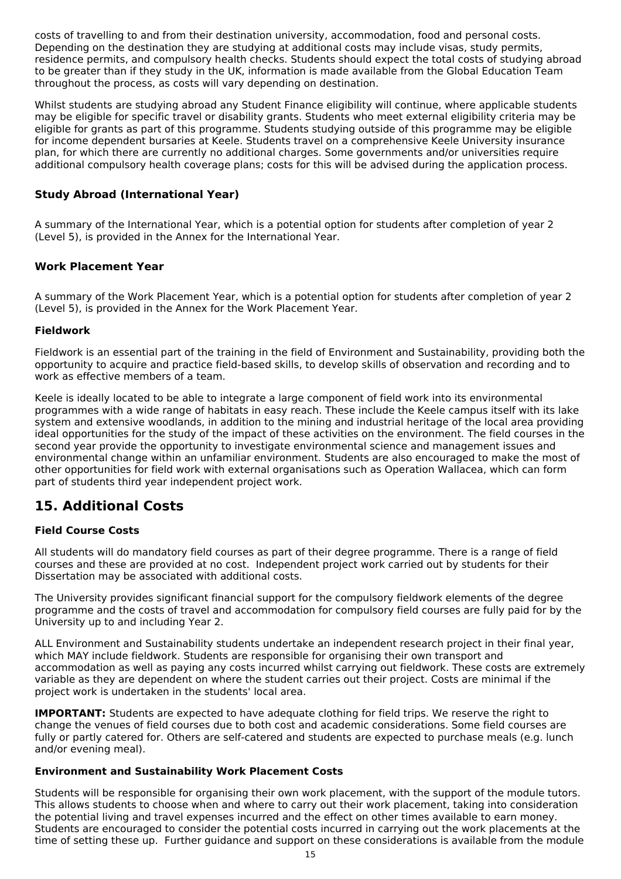costs of travelling to and from their destination university, accommodation, food and personal costs. Depending on the destination they are studying at additional costs may include visas, study permits, residence permits, and compulsory health checks. Students should expect the total costs of studying abroad to be greater than if they study in the UK, information is made available from the Global Education Team throughout the process, as costs will vary depending on destination.

Whilst students are studying abroad any Student Finance eligibility will continue, where applicable students may be eligible for specific travel or disability grants. Students who meet external eligibility criteria may be eligible for grants as part of this programme. Students studying outside of this programme may be eligible for income dependent bursaries at Keele. Students travel on a comprehensive Keele University insurance plan, for which there are currently no additional charges. Some governments and/or universities require additional compulsory health coverage plans; costs for this will be advised during the application process.

### Study Abroad (International Year)

A summary of the International Year, which is a potential option for students after completion of year 2 (Level 5), is provided in the Annex for the International Year.

### Work Placement Year

A summary of the Work Placement Year, which is a potential option for students after completion of year 2 (Level 5), is provided in the Annex for the Work Placement Year.

**Fieldwork**

Fieldwork is an essential part of the training in the field of Environment and Sustainability, providing both the opportunity to acquire and practice field-based skills, to develop skills of observation and recording and to work as effective members of a team.

Keele is ideally located to be able to integrate a large component of field work into its environmental programmes with a wide range of habitats in easy reach. These include the Keele campus itself with its lake system and extensive woodlands, in addition to the mining and industrial heritage of the local area providing ideal opportunities for the study of the impact of these activities on the environment. The field courses in the second year provide the opportunity to investigate environmental science and management issues and environmental change within an unfamiliar environment. Students are also encouraged to make the most of other opportunities for field work with external organisations such as Operation Wallacea, which can form part of students third year independent project work.

## 15. Additional Costs

**Field Course Costs**

All students will do mandatory field courses as part of their degree programme. There is a range of field courses and these are provided at no cost. Independent project work carried out by students for their Dissertation may be associated with additional costs.

The University provides significant financial support for the compulsory fieldwork elements of the degree programme and the costs of travel and accommodation for compulsory field courses are fully paid for by the University up to and including Year 2.

ALL Environment and Sustainability students undertake an independent research project in their final year, which MAY include fieldwork. Students are responsible for organising their own transport and accommodation as well as paying any costs incurred whilst carrying out fieldwork. These costs are extremely variable as they are dependent on where the student carries out their project. Costs are minimal if the project work is undertaken in the students' local area.

**IMPORTANT:** Students are expected to have adequate clothing for field trips. We reserve the right to change the venues of field courses due to both cost and academic considerations. Some field courses are fully or partly catered for. Others are self-catered and students are expected to purchase meals (e.g. lunch and/or evening meal).

**Environment and Sustainability Work Placement Costs**

Students will be responsible for organising their own work placement, with the support of the module tutors. This allows students to choose when and where to carry out their work placement, taking into consideration the potential living and travel expenses incurred and the effect on other times available to earn money. Students are encouraged to consider the potential costs incurred in carrying out the work placements at the time of setting these up. Further guidance and support on these considerations is available from the module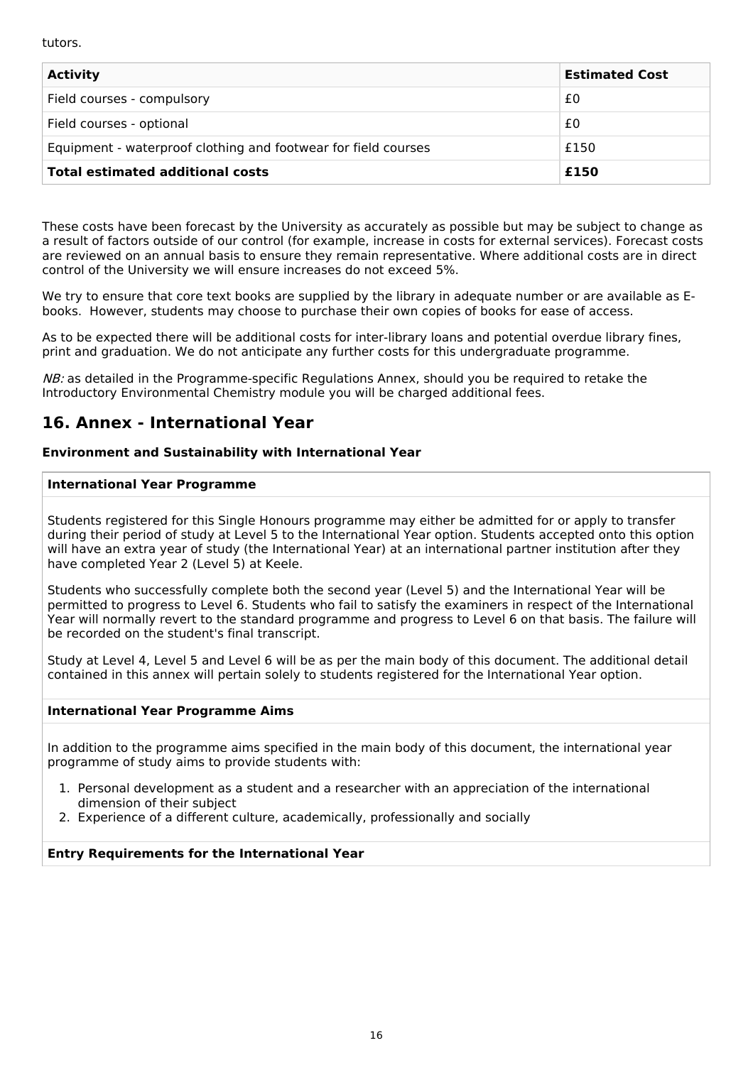tutors.

| Activity | Estimated Cost |
|---|---|
| Field courses - compulsory | £0 |
| Field courses - optional | £0 |
| Equipment - waterproof clothing and footwear for field courses | £150 |
| **Total estimated additional costs** | **£150** |

These costs have been forecast by the University as accurately as possible but may be subject to change as a result of factors outside of our control (for example, increase in costs for external services). Forecast costs are reviewed on an annual basis to ensure they remain representative. Where additional costs are in direct control of the University we will ensure increases do not exceed 5%.

We try to ensure that core text books are supplied by the library in adequate number or are available as E-books. However, students may choose to purchase their own copies of books for ease of access.

As to be expected there will be additional costs for inter-library loans and potential overdue library fines, print and graduation. We do not anticipate any further costs for this undergraduate programme.

*NB:* as detailed in the Programme-specific Regulations Annex, should you be required to retake the Introductory Environmental Chemistry module you will be charged additional fees.

## 16. Annex - International Year

**Environment and Sustainability with International Year**

**International Year Programme**

Students registered for this Single Honours programme may either be admitted for or apply to transfer during their period of study at Level 5 to the International Year option. Students accepted onto this option will have an extra year of study (the International Year) at an international partner institution after they have completed Year 2 (Level 5) at Keele.

Students who successfully complete both the second year (Level 5) and the International Year will be permitted to progress to Level 6. Students who fail to satisfy the examiners in respect of the International Year will normally revert to the standard programme and progress to Level 6 on that basis. The failure will be recorded on the student's final transcript.

Study at Level 4, Level 5 and Level 6 will be as per the main body of this document. The additional detail contained in this annex will pertain solely to students registered for the International Year option.

**International Year Programme Aims**

In addition to the programme aims specified in the main body of this document, the international year programme of study aims to provide students with:

1. Personal development as a student and a researcher with an appreciation of the international dimension of their subject
2. Experience of a different culture, academically, professionally and socially

**Entry Requirements for the International Year**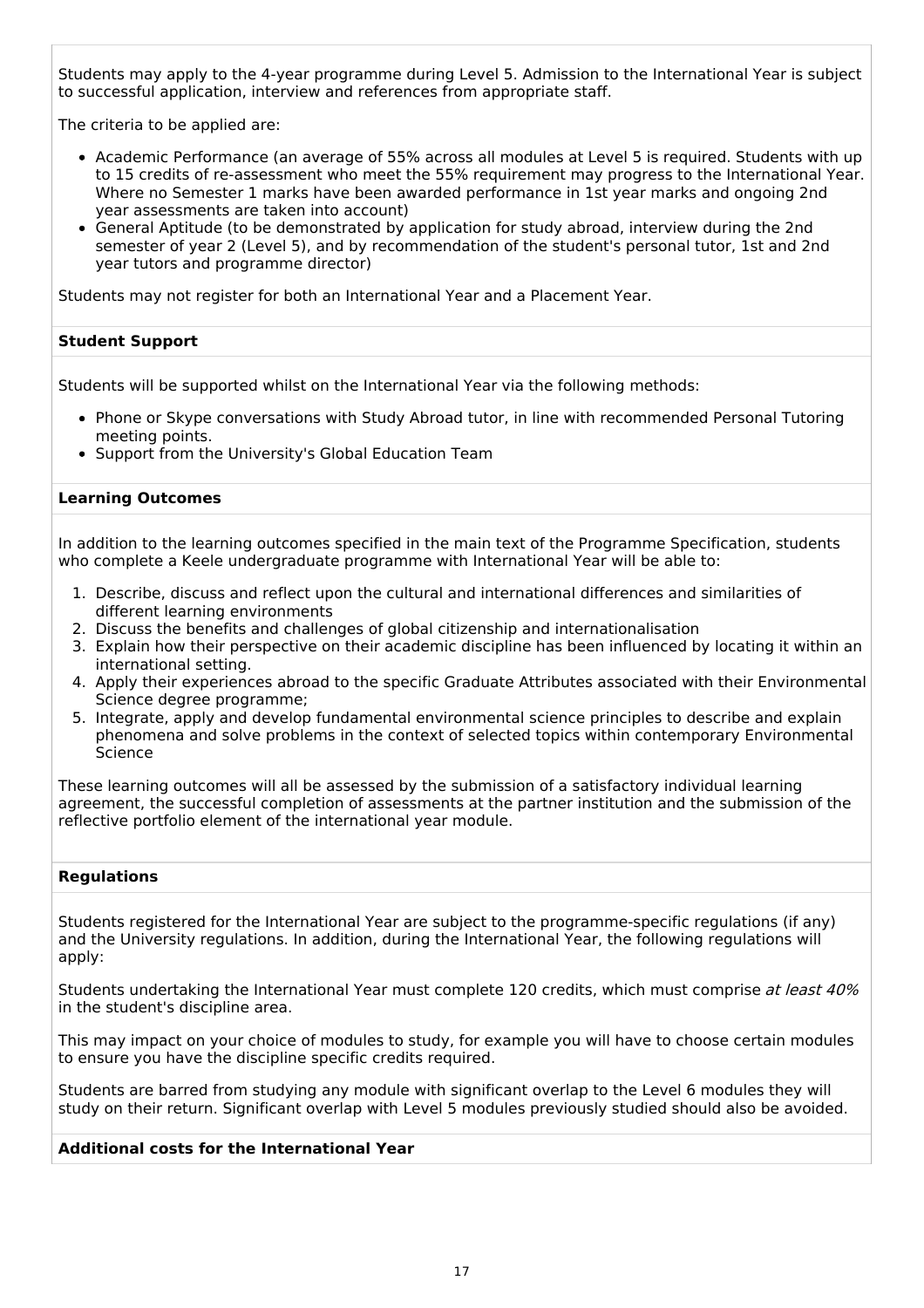Students may apply to the 4-year programme during Level 5. Admission to the International Year is subject to successful application, interview and references from appropriate staff.

The criteria to be applied are:

- Academic Performance (an average of 55% across all modules at Level 5 is required. Students with up to 15 credits of re-assessment who meet the 55% requirement may progress to the International Year. Where no Semester 1 marks have been awarded performance in 1st year marks and ongoing 2nd year assessments are taken into account)
- General Aptitude (to be demonstrated by application for study abroad, interview during the 2nd semester of year 2 (Level 5), and by recommendation of the student's personal tutor, 1st and 2nd year tutors and programme director)

Students may not register for both an International Year and a Placement Year.

**Student Support**

Students will be supported whilst on the International Year via the following methods:

- Phone or Skype conversations with Study Abroad tutor, in line with recommended Personal Tutoring meeting points.
- Support from the University's Global Education Team

**Learning Outcomes**

In addition to the learning outcomes specified in the main text of the Programme Specification, students who complete a Keele undergraduate programme with International Year will be able to:

1. Describe, discuss and reflect upon the cultural and international differences and similarities of different learning environments
2. Discuss the benefits and challenges of global citizenship and internationalisation
3. Explain how their perspective on their academic discipline has been influenced by locating it within an international setting.
4. Apply their experiences abroad to the specific Graduate Attributes associated with their Environmental Science degree programme;
5. Integrate, apply and develop fundamental environmental science principles to describe and explain phenomena and solve problems in the context of selected topics within contemporary Environmental Science

These learning outcomes will all be assessed by the submission of a satisfactory individual learning agreement, the successful completion of assessments at the partner institution and the submission of the reflective portfolio element of the international year module.

**Regulations**

Students registered for the International Year are subject to the programme-specific regulations (if any) and the University regulations. In addition, during the International Year, the following regulations will apply:

Students undertaking the International Year must complete 120 credits, which must comprise *at least 40%* in the student's discipline area.

This may impact on your choice of modules to study, for example you will have to choose certain modules to ensure you have the discipline specific credits required.

Students are barred from studying any module with significant overlap to the Level 6 modules they will study on their return. Significant overlap with Level 5 modules previously studied should also be avoided.

**Additional costs for the International Year**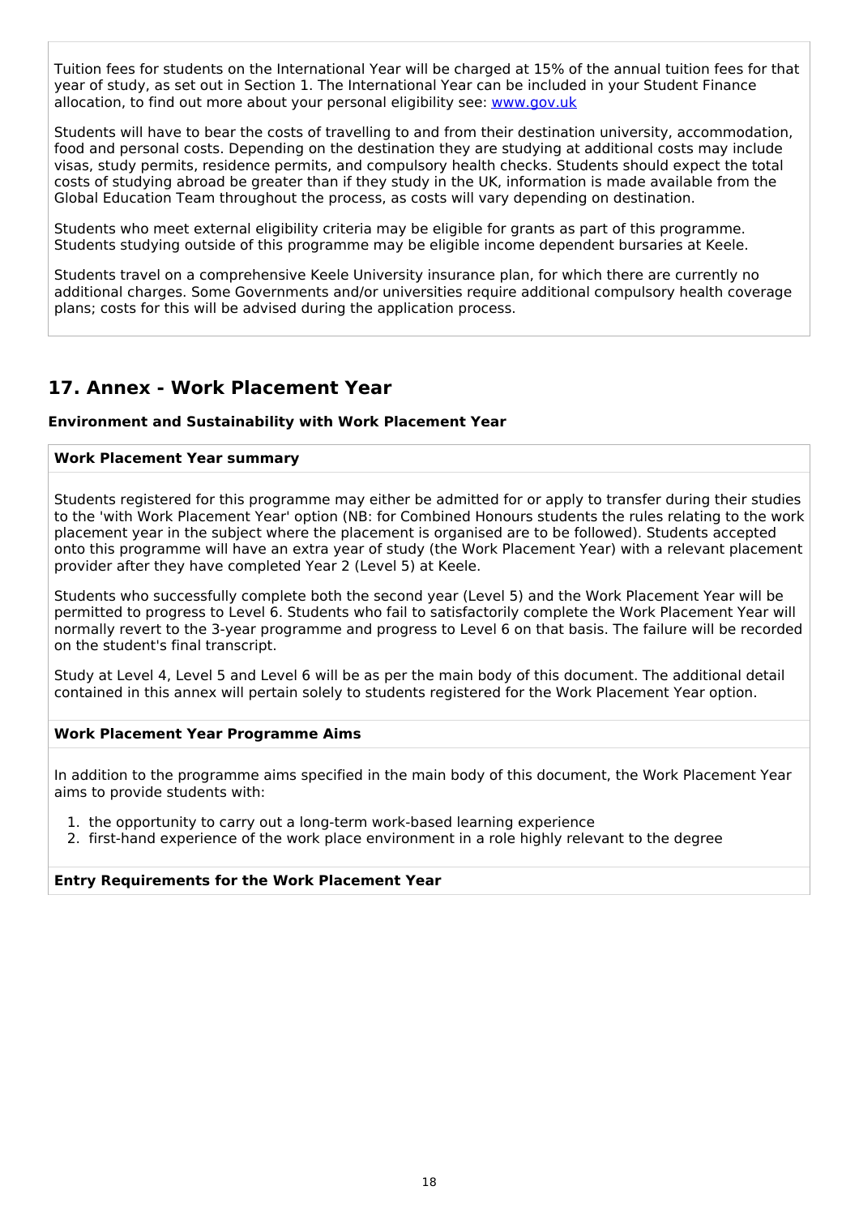Tuition fees for students on the International Year will be charged at 15% of the annual tuition fees for that year of study, as set out in Section 1. The International Year can be included in your Student Finance allocation, to find out more about your personal eligibility see: [www.gov.uk](www.gov.uk)

Students will have to bear the costs of travelling to and from their destination university, accommodation, food and personal costs. Depending on the destination they are studying at additional costs may include visas, study permits, residence permits, and compulsory health checks. Students should expect the total costs of studying abroad be greater than if they study in the UK, information is made available from the Global Education Team throughout the process, as costs will vary depending on destination.

Students who meet external eligibility criteria may be eligible for grants as part of this programme. Students studying outside of this programme may be eligible income dependent bursaries at Keele.

Students travel on a comprehensive Keele University insurance plan, for which there are currently no additional charges. Some Governments and/or universities require additional compulsory health coverage plans; costs for this will be advised during the application process.

## 17. Annex - Work Placement Year

**Environment and Sustainability with Work Placement Year**

**Work Placement Year summary**

Students registered for this programme may either be admitted for or apply to transfer during their studies to the 'with Work Placement Year' option (NB: for Combined Honours students the rules relating to the work placement year in the subject where the placement is organised are to be followed). Students accepted onto this programme will have an extra year of study (the Work Placement Year) with a relevant placement provider after they have completed Year 2 (Level 5) at Keele.

Students who successfully complete both the second year (Level 5) and the Work Placement Year will be permitted to progress to Level 6. Students who fail to satisfactorily complete the Work Placement Year will normally revert to the 3-year programme and progress to Level 6 on that basis. The failure will be recorded on the student's final transcript.

Study at Level 4, Level 5 and Level 6 will be as per the main body of this document. The additional detail contained in this annex will pertain solely to students registered for the Work Placement Year option.

**Work Placement Year Programme Aims**

In addition to the programme aims specified in the main body of this document, the Work Placement Year aims to provide students with:

1. the opportunity to carry out a long-term work-based learning experience
2. first-hand experience of the work place environment in a role highly relevant to the degree

**Entry Requirements for the Work Placement Year**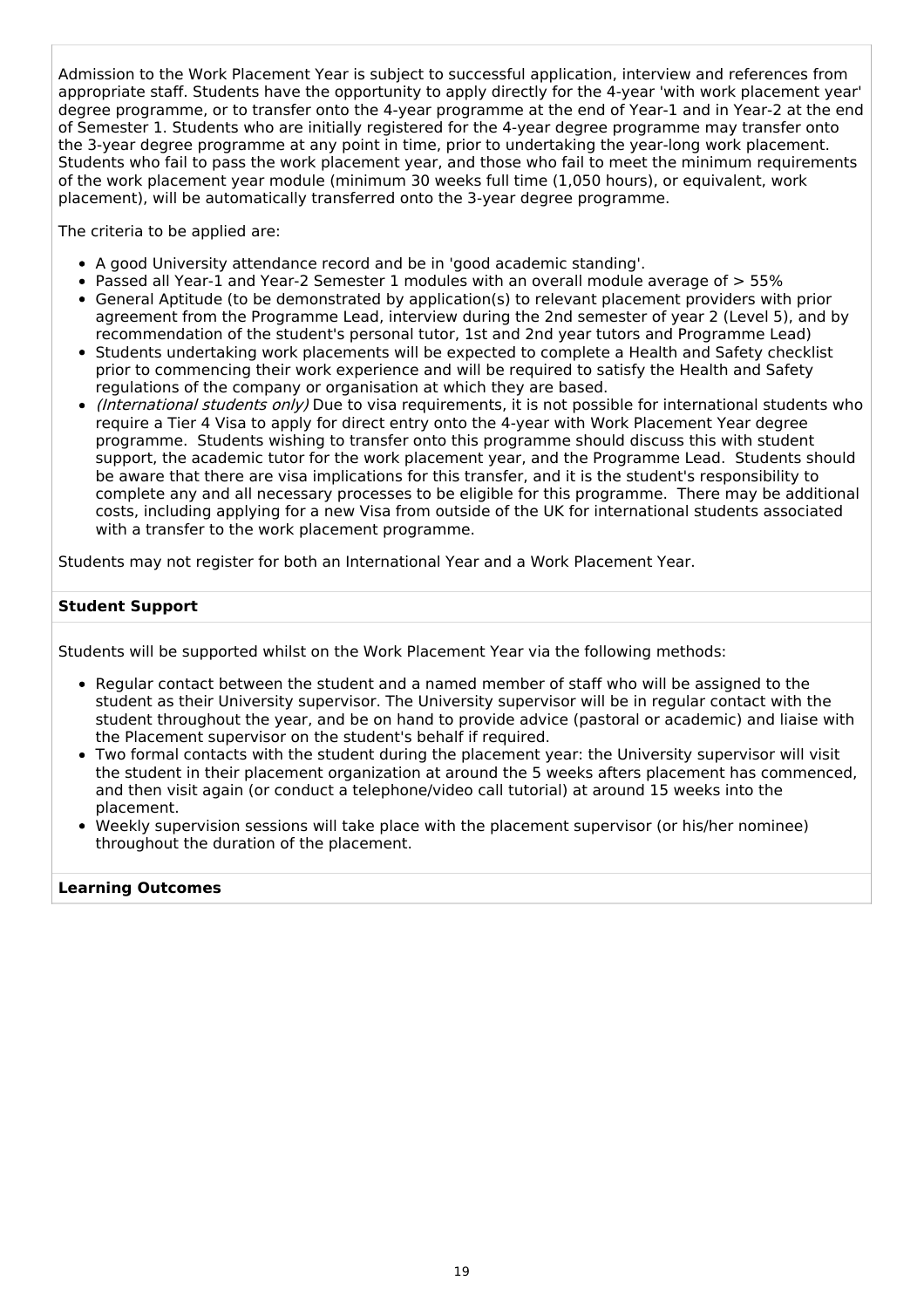Admission to the Work Placement Year is subject to successful application, interview and references from appropriate staff. Students have the opportunity to apply directly for the 4-year 'with work placement year' degree programme, or to transfer onto the 4-year programme at the end of Year-1 and in Year-2 at the end of Semester 1. Students who are initially registered for the 4-year degree programme may transfer onto the 3-year degree programme at any point in time, prior to undertaking the year-long work placement. Students who fail to pass the work placement year, and those who fail to meet the minimum requirements of the work placement year module (minimum 30 weeks full time (1,050 hours), or equivalent, work placement), will be automatically transferred onto the 3-year degree programme.

The criteria to be applied are:

- A good University attendance record and be in 'good academic standing'.
- Passed all Year-1 and Year-2 Semester 1 modules with an overall module average of > 55%
- General Aptitude (to be demonstrated by application(s) to relevant placement providers with prior agreement from the Programme Lead, interview during the 2nd semester of year 2 (Level 5), and by recommendation of the student's personal tutor, 1st and 2nd year tutors and Programme Lead)
- Students undertaking work placements will be expected to complete a Health and Safety checklist prior to commencing their work experience and will be required to satisfy the Health and Safety regulations of the company or organisation at which they are based.
- *(International students only)* Due to visa requirements, it is not possible for international students who require a Tier 4 Visa to apply for direct entry onto the 4-year with Work Placement Year degree programme. Students wishing to transfer onto this programme should discuss this with student support, the academic tutor for the work placement year, and the Programme Lead. Students should be aware that there are visa implications for this transfer, and it is the student's responsibility to complete any and all necessary processes to be eligible for this programme. There may be additional costs, including applying for a new Visa from outside of the UK for international students associated with a transfer to the work placement programme.

Students may not register for both an International Year and a Work Placement Year.

**Student Support**

Students will be supported whilst on the Work Placement Year via the following methods:

- Regular contact between the student and a named member of staff who will be assigned to the student as their University supervisor. The University supervisor will be in regular contact with the student throughout the year, and be on hand to provide advice (pastoral or academic) and liaise with the Placement supervisor on the student's behalf if required.
- Two formal contacts with the student during the placement year: the University supervisor will visit the student in their placement organization at around the 5 weeks afters placement has commenced, and then visit again (or conduct a telephone/video call tutorial) at around 15 weeks into the placement.
- Weekly supervision sessions will take place with the placement supervisor (or his/her nominee) throughout the duration of the placement.

**Learning Outcomes**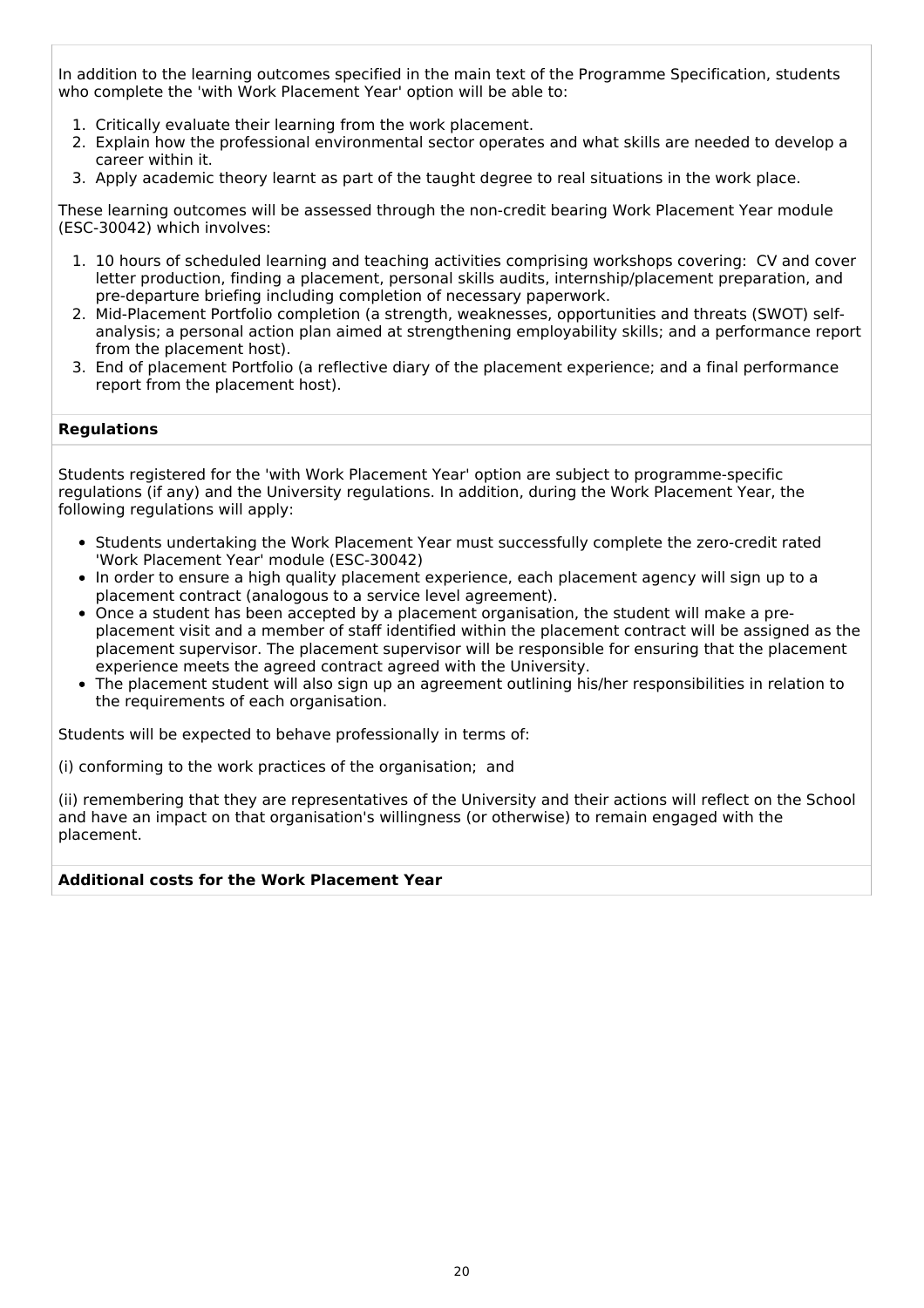In addition to the learning outcomes specified in the main text of the Programme Specification, students who complete the 'with Work Placement Year' option will be able to:

1. Critically evaluate their learning from the work placement.
2. Explain how the professional environmental sector operates and what skills are needed to develop a career within it.
3. Apply academic theory learnt as part of the taught degree to real situations in the work place.

These learning outcomes will be assessed through the non-credit bearing Work Placement Year module (ESC-30042) which involves:

1. 10 hours of scheduled learning and teaching activities comprising workshops covering: CV and cover letter production, finding a placement, personal skills audits, internship/placement preparation, and pre-departure briefing including completion of necessary paperwork.
2. Mid-Placement Portfolio completion (a strength, weaknesses, opportunities and threats (SWOT) self-analysis; a personal action plan aimed at strengthening employability skills; and a performance report from the placement host).
3. End of placement Portfolio (a reflective diary of the placement experience; and a final performance report from the placement host).

**Regulations**

Students registered for the 'with Work Placement Year' option are subject to programme-specific regulations (if any) and the University regulations. In addition, during the Work Placement Year, the following regulations will apply:

- Students undertaking the Work Placement Year must successfully complete the zero-credit rated 'Work Placement Year' module (ESC-30042)
- In order to ensure a high quality placement experience, each placement agency will sign up to a placement contract (analogous to a service level agreement).
- Once a student has been accepted by a placement organisation, the student will make a pre-placement visit and a member of staff identified within the placement contract will be assigned as the placement supervisor. The placement supervisor will be responsible for ensuring that the placement experience meets the agreed contract agreed with the University.
- The placement student will also sign up an agreement outlining his/her responsibilities in relation to the requirements of each organisation.

Students will be expected to behave professionally in terms of:

(i) conforming to the work practices of the organisation; and

(ii) remembering that they are representatives of the University and their actions will reflect on the School and have an impact on that organisation's willingness (or otherwise) to remain engaged with the placement.

**Additional costs for the Work Placement Year**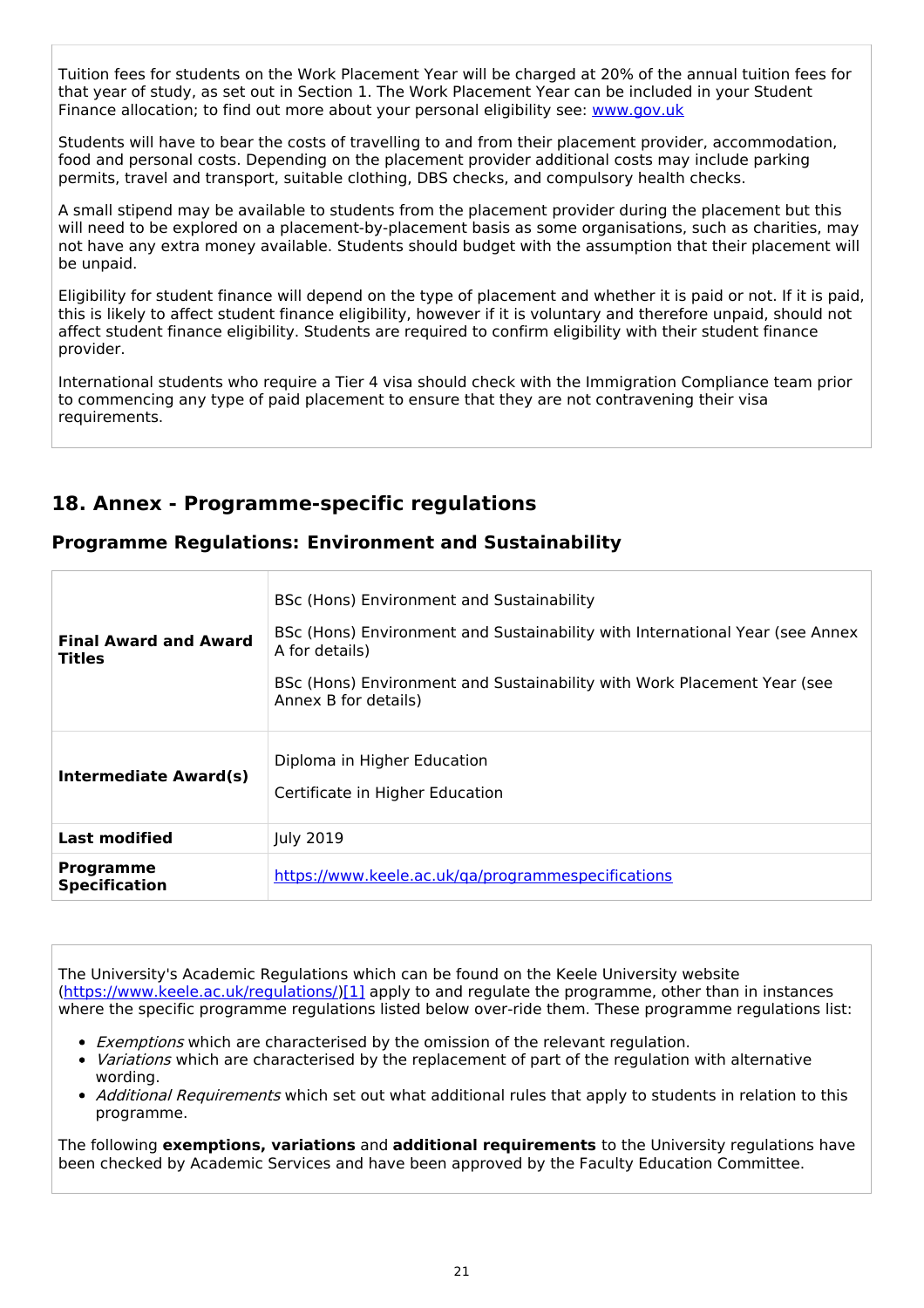Tuition fees for students on the Work Placement Year will be charged at 20% of the annual tuition fees for that year of study, as set out in Section 1. The Work Placement Year can be included in your Student Finance allocation; to find out more about your personal eligibility see: [www.gov.uk](http://www.gov.uk)

Students will have to bear the costs of travelling to and from their placement provider, accommodation, food and personal costs. Depending on the placement provider additional costs may include parking permits, travel and transport, suitable clothing, DBS checks, and compulsory health checks.

A small stipend may be available to students from the placement provider during the placement but this will need to be explored on a placement-by-placement basis as some organisations, such as charities, may not have any extra money available. Students should budget with the assumption that their placement will be unpaid.

Eligibility for student finance will depend on the type of placement and whether it is paid or not. If it is paid, this is likely to affect student finance eligibility, however if it is voluntary and therefore unpaid, should not affect student finance eligibility. Students are required to confirm eligibility with their student finance provider.

International students who require a Tier 4 visa should check with the Immigration Compliance team prior to commencing any type of paid placement to ensure that they are not contravening their visa requirements.

## 18. Annex - Programme-specific regulations

### Programme Regulations: Environment and Sustainability

| | |
|---|---|
| **Final Award and Award Titles** | BSc (Hons) Environment and Sustainability<br><br>BSc (Hons) Environment and Sustainability with International Year (see Annex A for details)<br><br>BSc (Hons) Environment and Sustainability with Work Placement Year (see Annex B for details) |
| **Intermediate Award(s)** | Diploma in Higher Education<br><br>Certificate in Higher Education |
| **Last modified** | July 2019 |
| **Programme Specification** | [https://www.keele.ac.uk/qa/programmespecifications](https://www.keele.ac.uk/qa/programmespecifications) |

The University's Academic Regulations which can be found on the Keele University website ([https://www.keele.ac.uk/regulations/](https://www.keele.ac.uk/regulations/))[1] apply to and regulate the programme, other than in instances where the specific programme regulations listed below over-ride them. These programme regulations list:

- *Exemptions* which are characterised by the omission of the relevant regulation.
- *Variations* which are characterised by the replacement of part of the regulation with alternative wording.
- *Additional Requirements* which set out what additional rules that apply to students in relation to this programme.

The following **exemptions, variations** and **additional requirements** to the University regulations have been checked by Academic Services and have been approved by the Faculty Education Committee.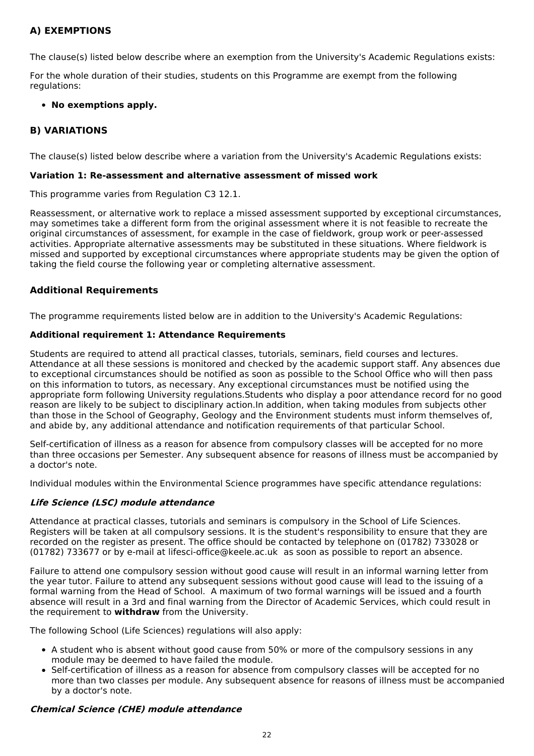### A) EXEMPTIONS

The clause(s) listed below describe where an exemption from the University's Academic Regulations exists:

For the whole duration of their studies, students on this Programme are exempt from the following regulations:

- **No exemptions apply.**

### B) VARIATIONS

The clause(s) listed below describe where a variation from the University's Academic Regulations exists:

**Variation 1: Re-assessment and alternative assessment of missed work**

This programme varies from Regulation C3 12.1.

Reassessment, or alternative work to replace a missed assessment supported by exceptional circumstances, may sometimes take a different form from the original assessment where it is not feasible to recreate the original circumstances of assessment, for example in the case of fieldwork, group work or peer-assessed activities. Appropriate alternative assessments may be substituted in these situations. Where fieldwork is missed and supported by exceptional circumstances where appropriate students may be given the option of taking the field course the following year or completing alternative assessment.

### Additional Requirements

The programme requirements listed below are in addition to the University's Academic Regulations:

**Additional requirement 1: Attendance Requirements**

Students are required to attend all practical classes, tutorials, seminars, field courses and lectures. Attendance at all these sessions is monitored and checked by the academic support staff. Any absences due to exceptional circumstances should be notified as soon as possible to the School Office who will then pass on this information to tutors, as necessary. Any exceptional circumstances must be notified using the appropriate form following University regulations.Students who display a poor attendance record for no good reason are likely to be subject to disciplinary action.In addition, when taking modules from subjects other than those in the School of Geography, Geology and the Environment students must inform themselves of, and abide by, any additional attendance and notification requirements of that particular School.

Self-certification of illness as a reason for absence from compulsory classes will be accepted for no more than three occasions per Semester. Any subsequent absence for reasons of illness must be accompanied by a doctor's note.

Individual modules within the Environmental Science programmes have specific attendance regulations:

***Life Science (LSC) module attendance***

Attendance at practical classes, tutorials and seminars is compulsory in the School of Life Sciences. Registers will be taken at all compulsory sessions. It is the student's responsibility to ensure that they are recorded on the register as present. The office should be contacted by telephone on (01782) 733028 or (01782) 733677 or by e-mail at lifesci-office@keele.ac.uk as soon as possible to report an absence.

Failure to attend one compulsory session without good cause will result in an informal warning letter from the year tutor. Failure to attend any subsequent sessions without good cause will lead to the issuing of a formal warning from the Head of School. A maximum of two formal warnings will be issued and a fourth absence will result in a 3rd and final warning from the Director of Academic Services, which could result in the requirement to **withdraw** from the University.

The following School (Life Sciences) regulations will also apply:

- A student who is absent without good cause from 50% or more of the compulsory sessions in any module may be deemed to have failed the module.
- Self-certification of illness as a reason for absence from compulsory classes will be accepted for no more than two classes per module. Any subsequent absence for reasons of illness must be accompanied by a doctor's note.

***Chemical Science (CHE) module attendance***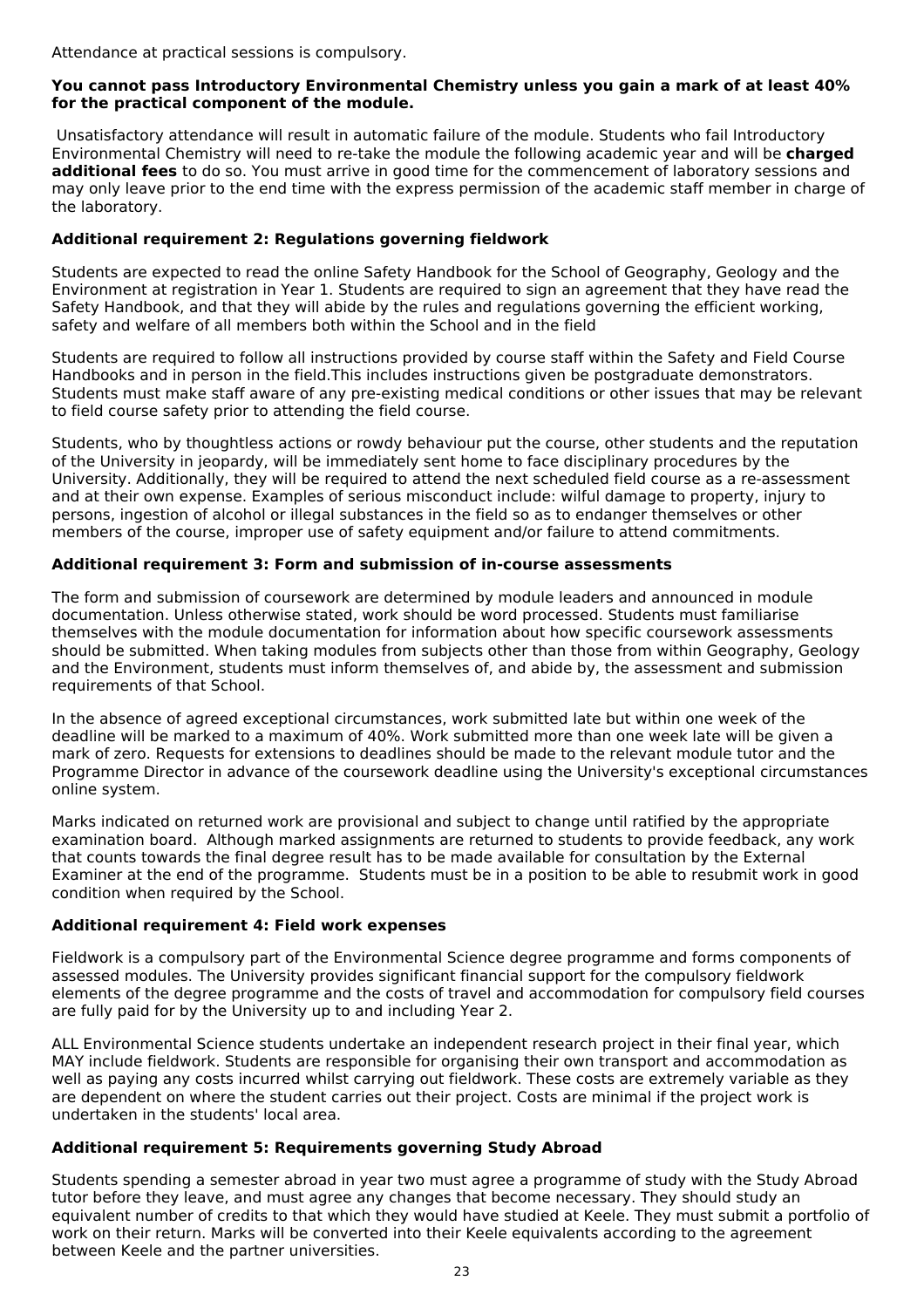Attendance at practical sessions is compulsory.

**You cannot pass Introductory Environmental Chemistry unless you gain a mark of at least 40% for the practical component of the module.**

Unsatisfactory attendance will result in automatic failure of the module. Students who fail Introductory Environmental Chemistry will need to re-take the module the following academic year and will be **charged additional fees** to do so. You must arrive in good time for the commencement of laboratory sessions and may only leave prior to the end time with the express permission of the academic staff member in charge of the laboratory.

### Additional requirement 2: Regulations governing fieldwork

Students are expected to read the online Safety Handbook for the School of Geography, Geology and the Environment at registration in Year 1. Students are required to sign an agreement that they have read the Safety Handbook, and that they will abide by the rules and regulations governing the efficient working, safety and welfare of all members both within the School and in the field

Students are required to follow all instructions provided by course staff within the Safety and Field Course Handbooks and in person in the field.This includes instructions given be postgraduate demonstrators. Students must make staff aware of any pre-existing medical conditions or other issues that may be relevant to field course safety prior to attending the field course.

Students, who by thoughtless actions or rowdy behaviour put the course, other students and the reputation of the University in jeopardy, will be immediately sent home to face disciplinary procedures by the University. Additionally, they will be required to attend the next scheduled field course as a re-assessment and at their own expense. Examples of serious misconduct include: wilful damage to property, injury to persons, ingestion of alcohol or illegal substances in the field so as to endanger themselves or other members of the course, improper use of safety equipment and/or failure to attend commitments.

### Additional requirement 3: Form and submission of in-course assessments

The form and submission of coursework are determined by module leaders and announced in module documentation. Unless otherwise stated, work should be word processed. Students must familiarise themselves with the module documentation for information about how specific coursework assessments should be submitted. When taking modules from subjects other than those from within Geography, Geology and the Environment, students must inform themselves of, and abide by, the assessment and submission requirements of that School.

In the absence of agreed exceptional circumstances, work submitted late but within one week of the deadline will be marked to a maximum of 40%. Work submitted more than one week late will be given a mark of zero. Requests for extensions to deadlines should be made to the relevant module tutor and the Programme Director in advance of the coursework deadline using the University's exceptional circumstances online system.

Marks indicated on returned work are provisional and subject to change until ratified by the appropriate examination board. Although marked assignments are returned to students to provide feedback, any work that counts towards the final degree result has to be made available for consultation by the External Examiner at the end of the programme. Students must be in a position to be able to resubmit work in good condition when required by the School.

### Additional requirement 4: Field work expenses

Fieldwork is a compulsory part of the Environmental Science degree programme and forms components of assessed modules. The University provides significant financial support for the compulsory fieldwork elements of the degree programme and the costs of travel and accommodation for compulsory field courses are fully paid for by the University up to and including Year 2.

ALL Environmental Science students undertake an independent research project in their final year, which MAY include fieldwork. Students are responsible for organising their own transport and accommodation as well as paying any costs incurred whilst carrying out fieldwork. These costs are extremely variable as they are dependent on where the student carries out their project. Costs are minimal if the project work is undertaken in the students' local area.

### Additional requirement 5: Requirements governing Study Abroad

Students spending a semester abroad in year two must agree a programme of study with the Study Abroad tutor before they leave, and must agree any changes that become necessary. They should study an equivalent number of credits to that which they would have studied at Keele. They must submit a portfolio of work on their return. Marks will be converted into their Keele equivalents according to the agreement between Keele and the partner universities.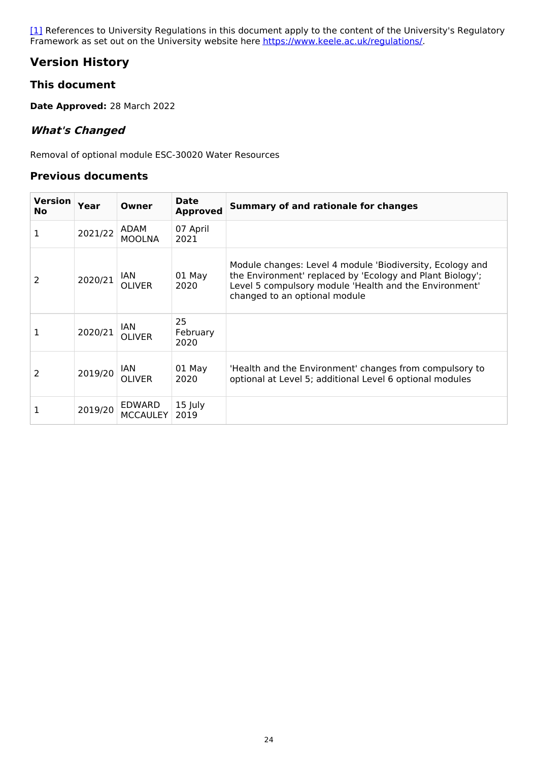[1] References to University Regulations in this document apply to the content of the University's Regulatory Framework as set out on the University website here https://www.keele.ac.uk/regulations/.

## Version History

### This document

**Date Approved:** 28 March 2022

### *What's Changed*

Removal of optional module ESC-30020 Water Resources

### Previous documents

| Version No | Year | Owner | Date Approved | Summary of and rationale for changes |
|---|---|---|---|---|
| 1 | 2021/22 | ADAM MOOLNA | 07 April 2021 | |
| 2 | 2020/21 | IAN OLIVER | 01 May 2020 | Module changes: Level 4 module 'Biodiversity, Ecology and the Environment' replaced by 'Ecology and Plant Biology'; Level 5 compulsory module 'Health and the Environment' changed to an optional module |
| 1 | 2020/21 | IAN OLIVER | 25 February 2020 | |
| 2 | 2019/20 | IAN OLIVER | 01 May 2020 | 'Health and the Environment' changes from compulsory to optional at Level 5; additional Level 6 optional modules |
| 1 | 2019/20 | EDWARD MCCAULEY | 15 July 2019 | |